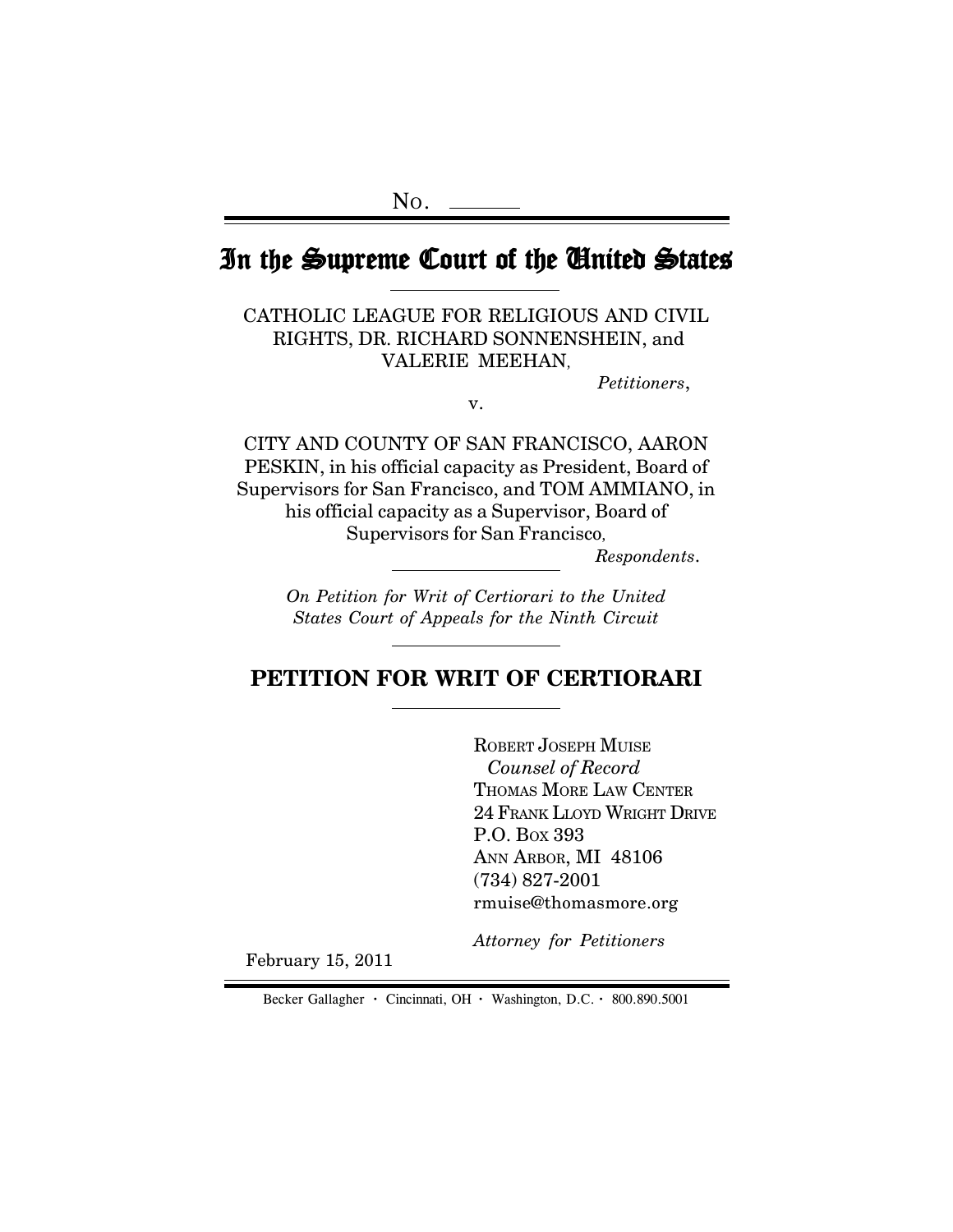No. ______

# In the Supreme Court of the United States

CATHOLIC LEAGUE FOR RELIGIOUS AND CIVIL RIGHTS, DR. RICHARD SONNENSHEIN, and VALERIE MEEHAN,

*Petitioners*,

v.

CITY AND COUNTY OF SAN FRANCISCO, AARON PESKIN, in his official capacity as President, Board of Supervisors for San Francisco, and TOM AMMIANO, in his official capacity as a Supervisor, Board of Supervisors for San Francisco,

*Respondents*.

*On Petition for Writ of Certiorari to the United States Court of Appeals for the Ninth Circuit*

## PETITION FOR WRIT OF CERTIORARI

ROBERT JOSEPH MUISE
*Counsel of Record*
THOMAS MORE LAW CENTER
24 FRANK LLOYD WRIGHT DRIVE
P.O. BOX 393
ANN ARBOR, MI 48106
(734) 827-2001
rmuise@thomasmore.org

*Attorney for Petitioners*

February 15, 2011

Becker Gallagher · Cincinnati, OH · Washington, D.C. · 800.890.5001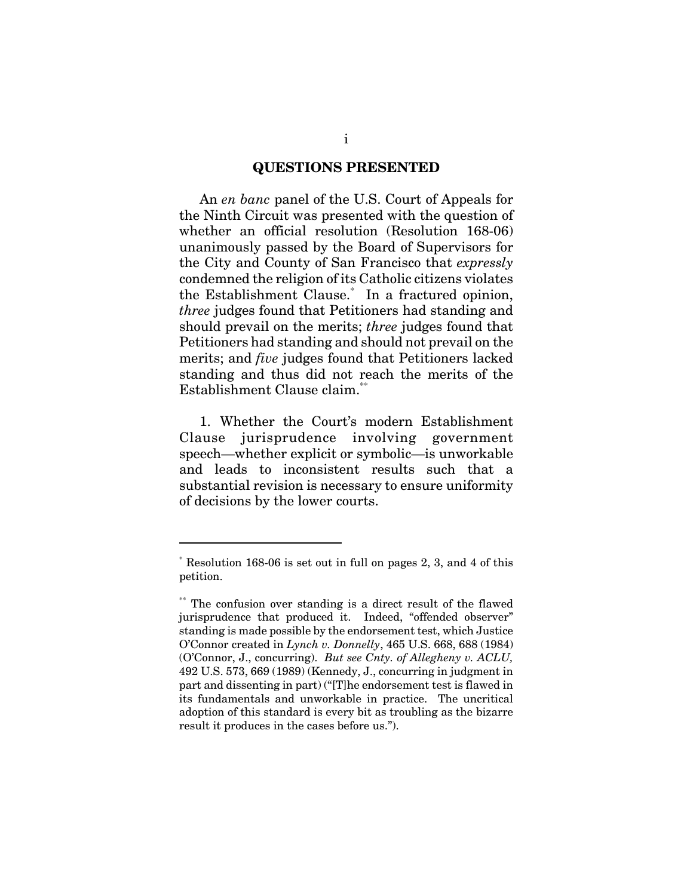## QUESTIONS PRESENTED

An *en banc* panel of the U.S. Court of Appeals for the Ninth Circuit was presented with the question of whether an official resolution (Resolution 168-06) unanimously passed by the Board of Supervisors for the City and County of San Francisco that *expressly* condemned the religion of its Catholic citizens violates the Establishment Clause.[*] In a fractured opinion, *three* judges found that Petitioners had standing and should prevail on the merits; *three* judges found that Petitioners had standing and should not prevail on the merits; and *five* judges found that Petitioners lacked standing and thus did not reach the merits of the Establishment Clause claim.[**]

1. Whether the Court's modern Establishment Clause jurisprudence involving government speech—whether explicit or symbolic—is unworkable and leads to inconsistent results such that a substantial revision is necessary to ensure uniformity of decisions by the lower courts.

---

[*] Resolution 168-06 is set out in full on pages 2, 3, and 4 of this petition.

[**] The confusion over standing is a direct result of the flawed jurisprudence that produced it. Indeed, "offended observer" standing is made possible by the endorsement test, which Justice O'Connor created in *Lynch v. Donnelly*, 465 U.S. 668, 688 (1984) (O'Connor, J., concurring). *But see Cnty. of Allegheny v. ACLU,* 492 U.S. 573, 669 (1989) (Kennedy, J., concurring in judgment in part and dissenting in part) ("[T]he endorsement test is flawed in its fundamentals and unworkable in practice. The uncritical adoption of this standard is every bit as troubling as the bizarre result it produces in the cases before us.").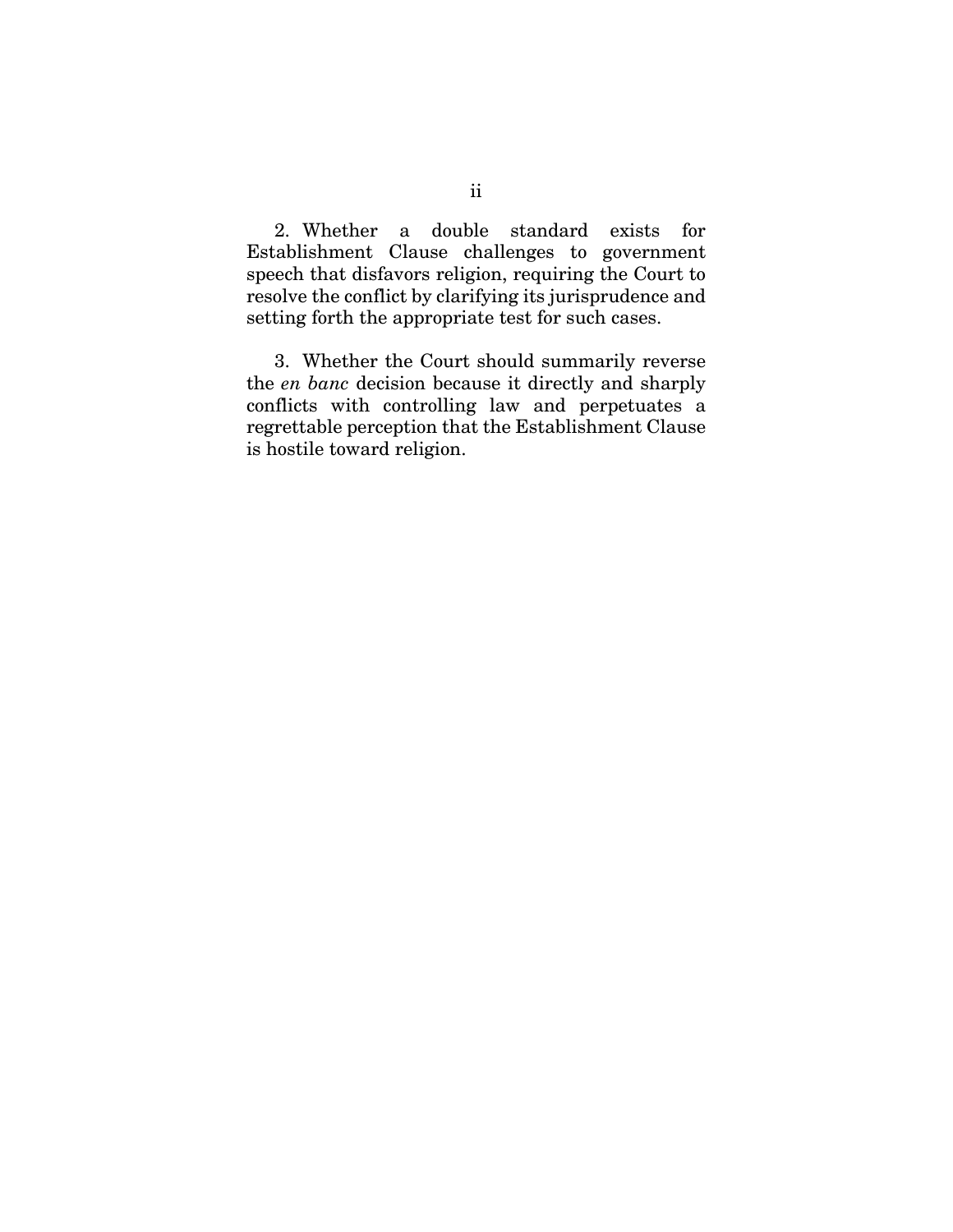2. Whether a double standard exists for Establishment Clause challenges to government speech that disfavors religion, requiring the Court to resolve the conflict by clarifying its jurisprudence and setting forth the appropriate test for such cases.

3. Whether the Court should summarily reverse the *en banc* decision because it directly and sharply conflicts with controlling law and perpetuates a regrettable perception that the Establishment Clause is hostile toward religion.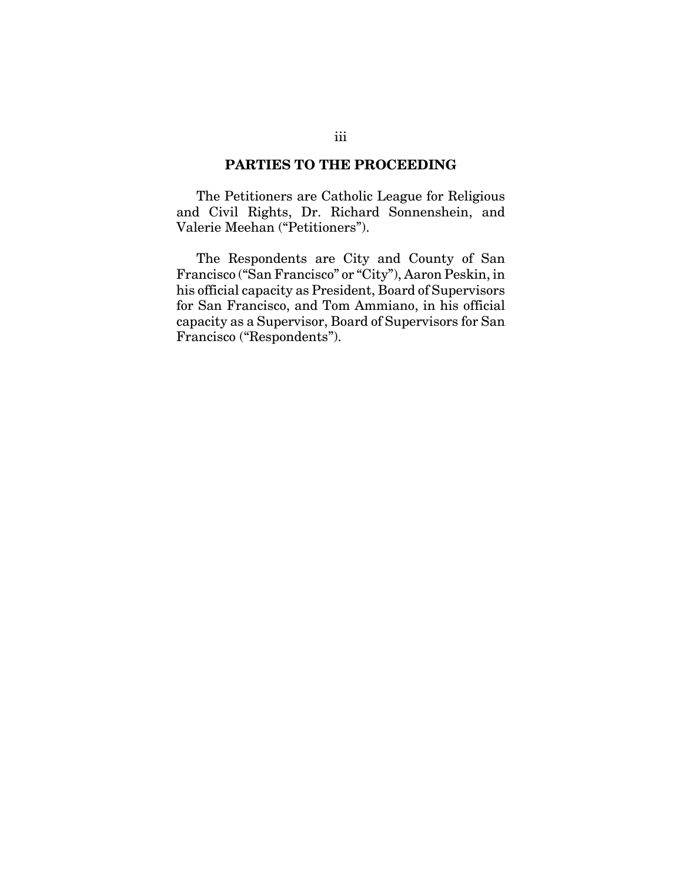## PARTIES TO THE PROCEEDING

The Petitioners are Catholic League for Religious and Civil Rights, Dr. Richard Sonnenshein, and Valerie Meehan ("Petitioners").

The Respondents are City and County of San Francisco ("San Francisco" or "City"), Aaron Peskin, in his official capacity as President, Board of Supervisors for San Francisco, and Tom Ammiano, in his official capacity as a Supervisor, Board of Supervisors for San Francisco ("Respondents").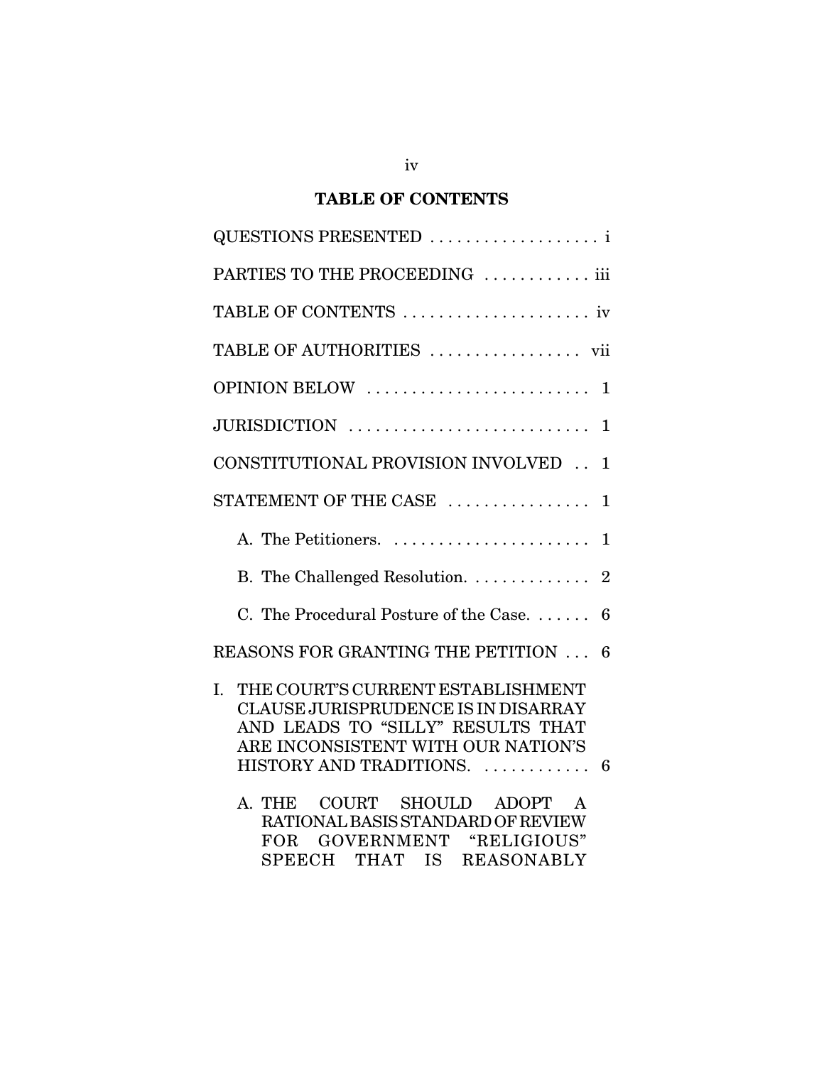## TABLE OF CONTENTS

QUESTIONS PRESENTED . . . . . . . . . . . . . . . . . . . i

PARTIES TO THE PROCEEDING . . . . . . . . . . . . iii

TABLE OF CONTENTS . . . . . . . . . . . . . . . . . . . . . iv

TABLE OF AUTHORITIES . . . . . . . . . . . . . . . . . vii

OPINION BELOW . . . . . . . . . . . . . . . . . . . . . . . . . 1

JURISDICTION . . . . . . . . . . . . . . . . . . . . . . . . . . 1

CONSTITUTIONAL PROVISION INVOLVED . . 1

STATEMENT OF THE CASE . . . . . . . . . . . . . . . . 1

- A. The Petitioners. . . . . . . . . . . . . . . . . . . . . . . 1
- B. The Challenged Resolution. . . . . . . . . . . . . . 2
- C. The Procedural Posture of the Case. . . . . . . 6

REASONS FOR GRANTING THE PETITION . . . 6

I. THE COURT'S CURRENT ESTABLISHMENT CLAUSE JURISPRUDENCE IS IN DISARRAY AND LEADS TO "SILLY" RESULTS THAT ARE INCONSISTENT WITH OUR NATION'S HISTORY AND TRADITIONS. . . . . . . . . . . . . 6

- A. THE COURT SHOULD ADOPT A RATIONAL BASIS STANDARD OF REVIEW FOR GOVERNMENT "RELIGIOUS" SPEECH THAT IS REASONABLY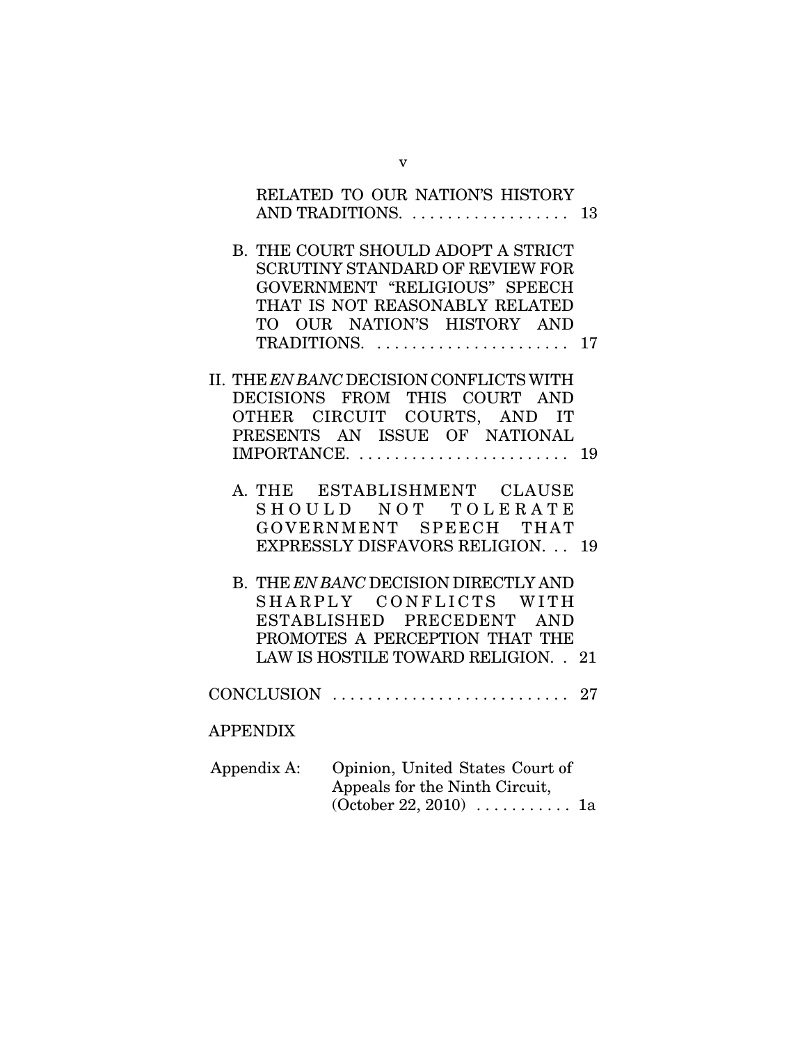RELATED TO OUR NATION'S HISTORY AND TRADITIONS. . . . . . . . . . . . . . . . . . 13

B. THE COURT SHOULD ADOPT A STRICT SCRUTINY STANDARD OF REVIEW FOR GOVERNMENT "RELIGIOUS" SPEECH THAT IS NOT REASONABLY RELATED TO OUR NATION'S HISTORY AND TRADITIONS. . . . . . . . . . . . . . . . . . . . . . 17

II. THE *EN BANC* DECISION CONFLICTS WITH DECISIONS FROM THIS COURT AND OTHER CIRCUIT COURTS, AND IT PRESENTS AN ISSUE OF NATIONAL IMPORTANCE. . . . . . . . . . . . . . . . . . . . . . . . 19

A. THE ESTABLISHMENT CLAUSE SHOULD NOT TOLERATE GOVERNMENT SPEECH THAT EXPRESSLY DISFAVORS RELIGION. . . 19

B. THE *EN BANC* DECISION DIRECTLY AND SHARPLY CONFLICTS WITH ESTABLISHED PRECEDENT AND PROMOTES A PERCEPTION THAT THE LAW IS HOSTILE TOWARD RELIGION. . 21

CONCLUSION . . . . . . . . . . . . . . . . . . . . . . . . . . . 27

APPENDIX

Appendix A: Opinion, United States Court of Appeals for the Ninth Circuit, (October 22, 2010) . . . . . . . . . . . 1a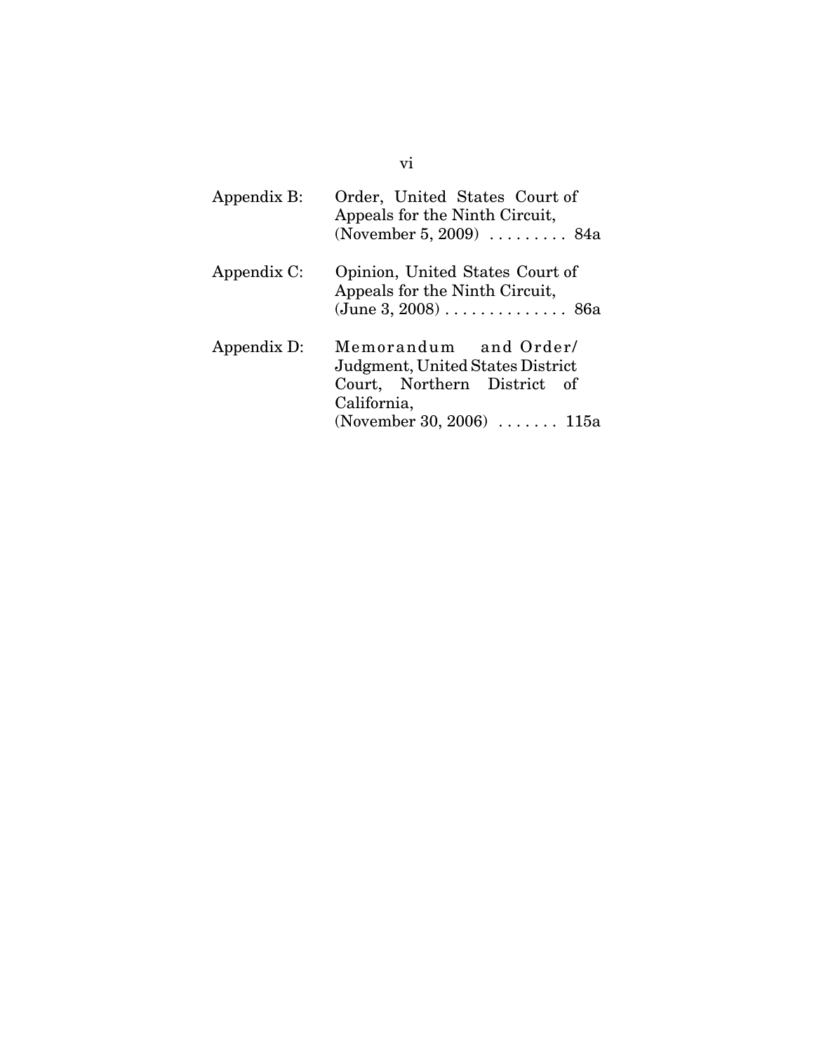| | |
|---|---|
| Appendix B: | Order, United States Court of Appeals for the Ninth Circuit, (November 5, 2009) . . . . . . . . . 84a |
| Appendix C: | Opinion, United States Court of Appeals for the Ninth Circuit, (June 3, 2008) . . . . . . . . . . . . . . 86a |
| Appendix D: | Memorandum and Order/ Judgment, United States District Court, Northern District of California, (November 30, 2006) . . . . . . . 115a |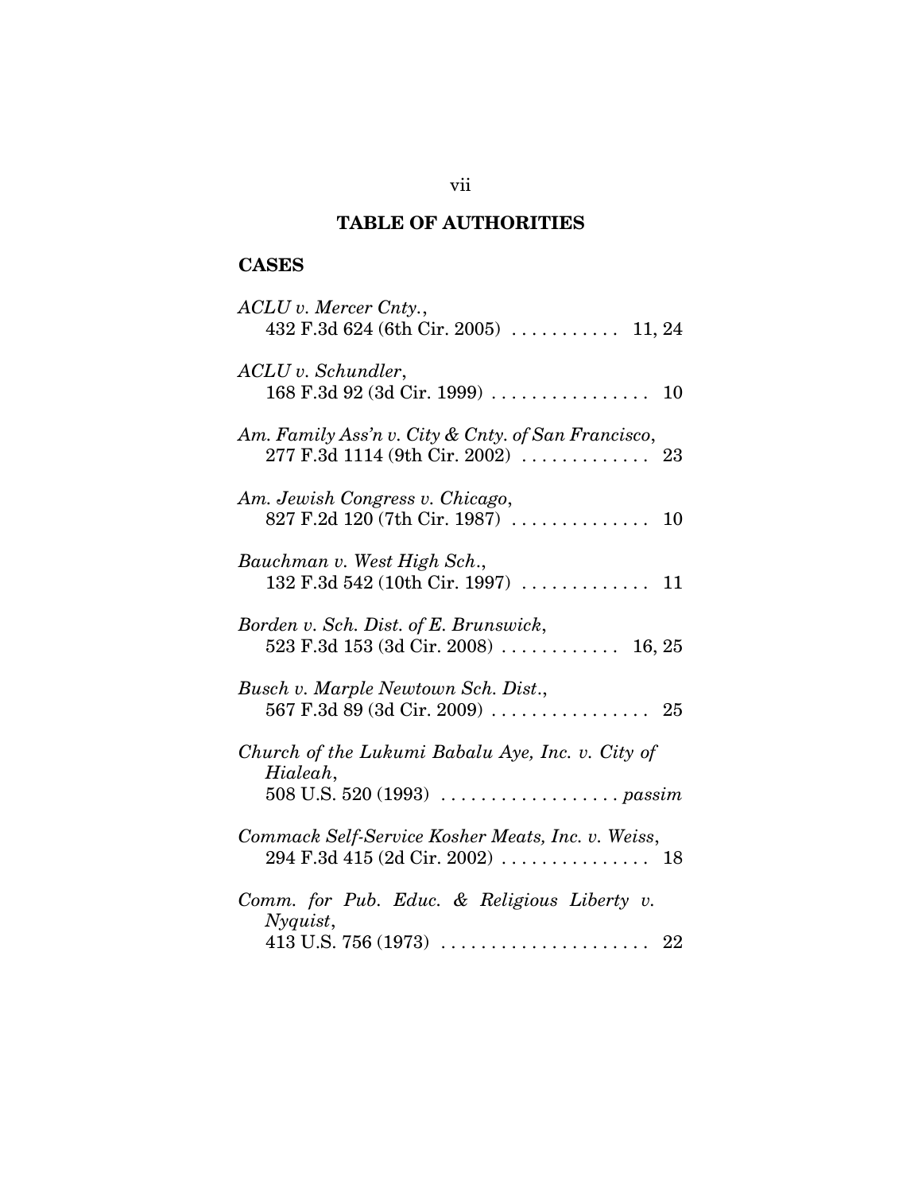# TABLE OF AUTHORITIES

## CASES

*ACLU v. Mercer Cnty.*,
432 F.3d 624 (6th Cir. 2005) . . . . . . . . . . . 11, 24

*ACLU v. Schundler*,
168 F.3d 92 (3d Cir. 1999) . . . . . . . . . . . . . . . . 10

*Am. Family Ass'n v. City & Cnty. of San Francisco*,
277 F.3d 1114 (9th Cir. 2002) . . . . . . . . . . . . . 23

*Am. Jewish Congress v. Chicago*,
827 F.2d 120 (7th Cir. 1987) . . . . . . . . . . . . . . 10

*Bauchman v. West High Sch.*,
132 F.3d 542 (10th Cir. 1997) . . . . . . . . . . . . . 11

*Borden v. Sch. Dist. of E. Brunswick*,
523 F.3d 153 (3d Cir. 2008) . . . . . . . . . . . . 16, 25

*Busch v. Marple Newtown Sch. Dist.*,
567 F.3d 89 (3d Cir. 2009) . . . . . . . . . . . . . . . . 25

*Church of the Lukumi Babalu Aye, Inc. v. City of Hialeah*,
508 U.S. 520 (1993) . . . . . . . . . . . . . . . . . . *passim*

*Commack Self-Service Kosher Meats, Inc. v. Weiss*,
294 F.3d 415 (2d Cir. 2002) . . . . . . . . . . . . . . . 18

*Comm. for Pub. Educ. & Religious Liberty v. Nyquist*,
413 U.S. 756 (1973) . . . . . . . . . . . . . . . . . . . . . 22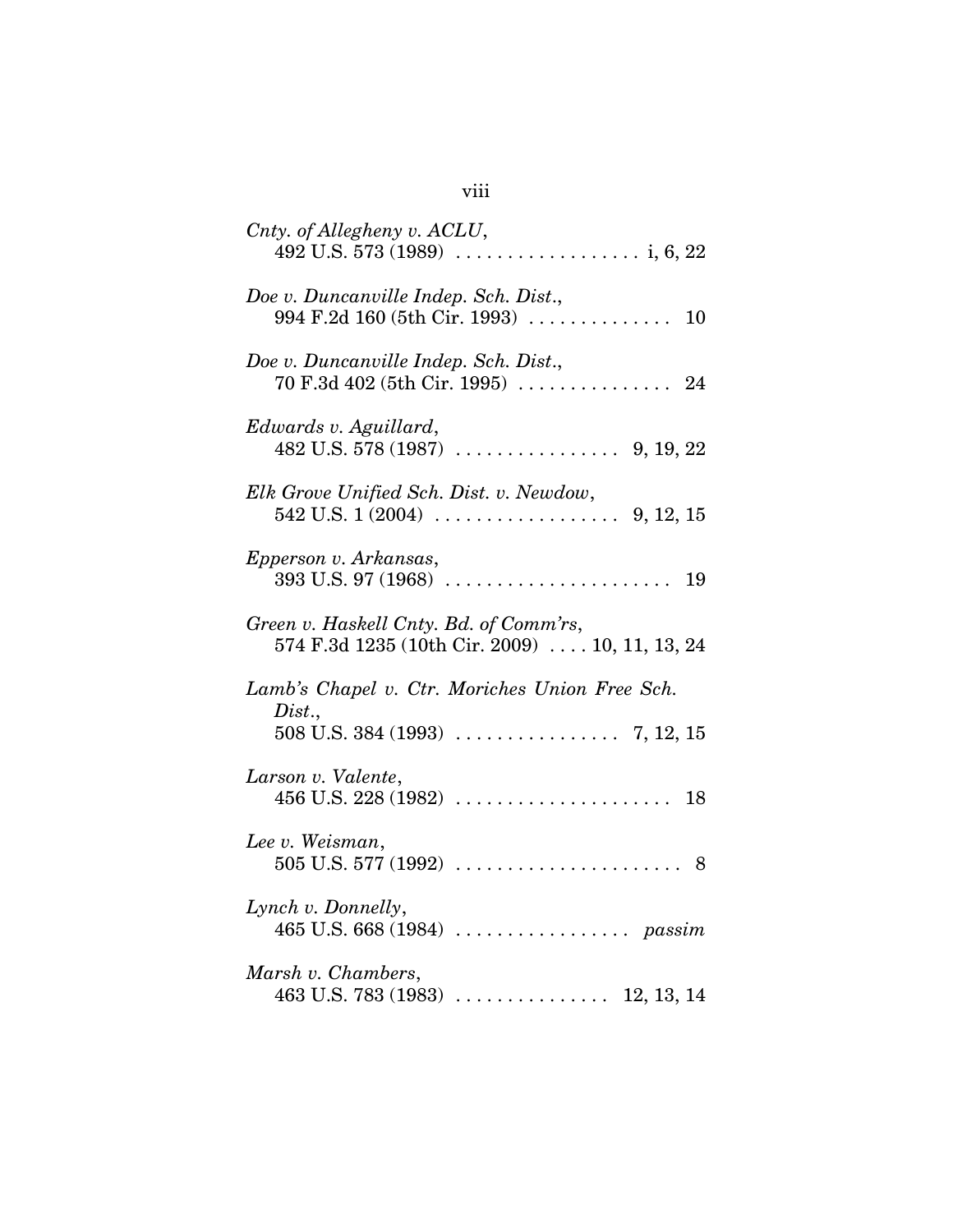*Cnty. of Allegheny v. ACLU*,
492 U.S. 573 (1989) . . . . . . . . . . . . . . . . . . i, 6, 22

*Doe v. Duncanville Indep. Sch. Dist.*,
994 F.2d 160 (5th Cir. 1993) . . . . . . . . . . . . . . 10

*Doe v. Duncanville Indep. Sch. Dist.*,
70 F.3d 402 (5th Cir. 1995) . . . . . . . . . . . . . . . 24

*Edwards v. Aguillard*,
482 U.S. 578 (1987) . . . . . . . . . . . . . . . . 9, 19, 22

*Elk Grove Unified Sch. Dist. v. Newdow*,
542 U.S. 1 (2004) . . . . . . . . . . . . . . . . . . 9, 12, 15

*Epperson v. Arkansas*,
393 U.S. 97 (1968) . . . . . . . . . . . . . . . . . . . . . . 19

*Green v. Haskell Cnty. Bd. of Comm'rs*,
574 F.3d 1235 (10th Cir. 2009) . . . . 10, 11, 13, 24

*Lamb's Chapel v. Ctr. Moriches Union Free Sch. Dist.*,
508 U.S. 384 (1993) . . . . . . . . . . . . . . . . 7, 12, 15

*Larson v. Valente*,
456 U.S. 228 (1982) . . . . . . . . . . . . . . . . . . . . . 18

*Lee v. Weisman*,
505 U.S. 577 (1992) . . . . . . . . . . . . . . . . . . . . . . 8

*Lynch v. Donnelly*,
465 U.S. 668 (1984) . . . . . . . . . . . . . . . . . *passim*

*Marsh v. Chambers*,
463 U.S. 783 (1983) . . . . . . . . . . . . . . . 12, 13, 14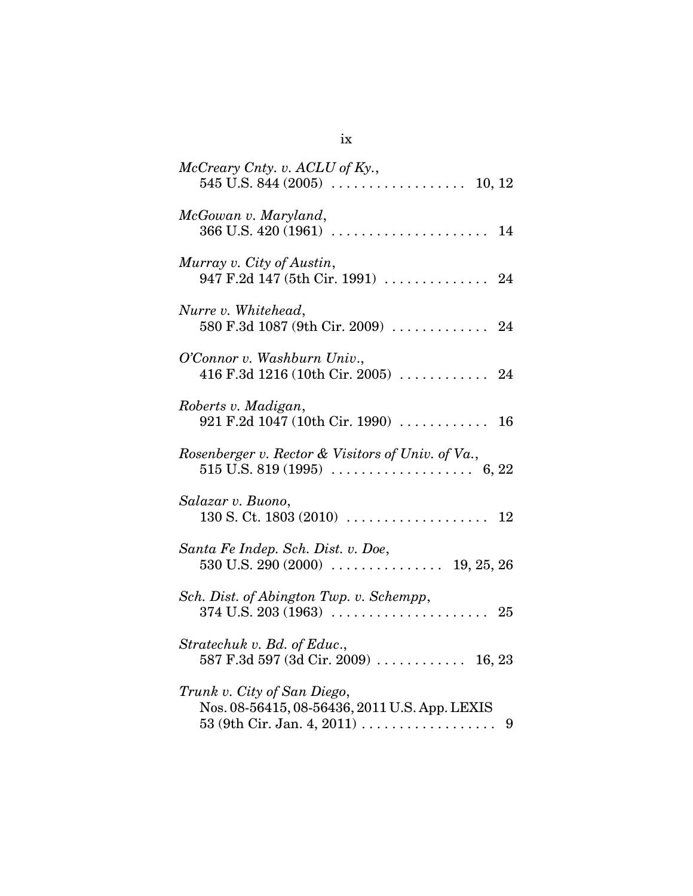*McCreary Cnty. v. ACLU of Ky.*,
545 U.S. 844 (2005) . . . . . . . . . . . . . . . . . . 10, 12

*McGowan v. Maryland*,
366 U.S. 420 (1961) . . . . . . . . . . . . . . . . . . . . . 14

*Murray v. City of Austin*,
947 F.2d 147 (5th Cir. 1991) . . . . . . . . . . . . . . 24

*Nurre v. Whitehead*,
580 F.3d 1087 (9th Cir. 2009) . . . . . . . . . . . . . 24

*O'Connor v. Washburn Univ.*,
416 F.3d 1216 (10th Cir. 2005) . . . . . . . . . . . . 24

*Roberts v. Madigan*,
921 F.2d 1047 (10th Cir. 1990) . . . . . . . . . . . . 16

*Rosenberger v. Rector & Visitors of Univ. of Va.*,
515 U.S. 819 (1995) . . . . . . . . . . . . . . . . . . . 6, 22

*Salazar v. Buono*,
130 S. Ct. 1803 (2010) . . . . . . . . . . . . . . . . . . . 12

*Santa Fe Indep. Sch. Dist. v. Doe*,
530 U.S. 290 (2000) . . . . . . . . . . . . . . . 19, 25, 26

*Sch. Dist. of Abington Twp. v. Schempp*,
374 U.S. 203 (1963) . . . . . . . . . . . . . . . . . . . . . 25

*Stratechuk v. Bd. of Educ.*,
587 F.3d 597 (3d Cir. 2009) . . . . . . . . . . . . 16, 23

*Trunk v. City of San Diego*,
Nos. 08-56415, 08-56436, 2011 U.S. App. LEXIS
53 (9th Cir. Jan. 4, 2011) . . . . . . . . . . . . . . . . . . 9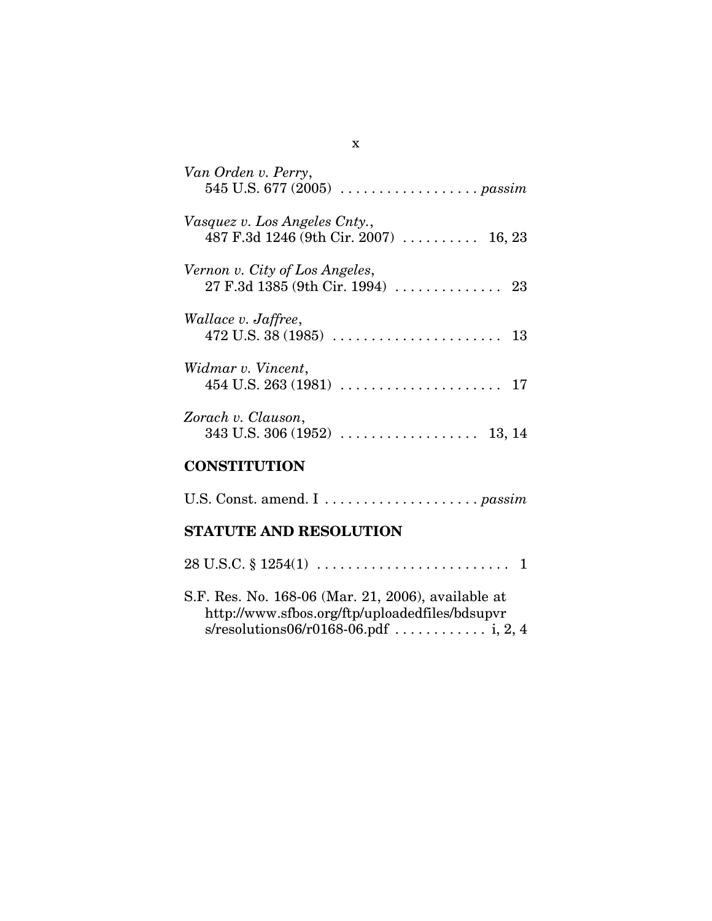*Van Orden v. Perry*,
545 U.S. 677 (2005) . . . . . . . . . . . . . . . . . . *passim*

*Vasquez v. Los Angeles Cnty.*,
487 F.3d 1246 (9th Cir. 2007) . . . . . . . . . . 16, 23

*Vernon v. City of Los Angeles*,
27 F.3d 1385 (9th Cir. 1994) . . . . . . . . . . . . . . 23

*Wallace v. Jaffree*,
472 U.S. 38 (1985) . . . . . . . . . . . . . . . . . . . . . . 13

*Widmar v. Vincent*,
454 U.S. 263 (1981) . . . . . . . . . . . . . . . . . . . . . 17

*Zorach v. Clauson*,
343 U.S. 306 (1952) . . . . . . . . . . . . . . . . . . 13, 14

## CONSTITUTION

U.S. Const. amend. I . . . . . . . . . . . . . . . . . . . . *passim*

## STATUTE AND RESOLUTION

28 U.S.C. § 1254(1) . . . . . . . . . . . . . . . . . . . . . . . . . 1

S.F. Res. No. 168-06 (Mar. 21, 2006), available at http://www.sfbos.org/ftp/uploadedfiles/bdsupvrs/resolutions06/r0168-06.pdf . . . . . . . . . . . . i, 2, 4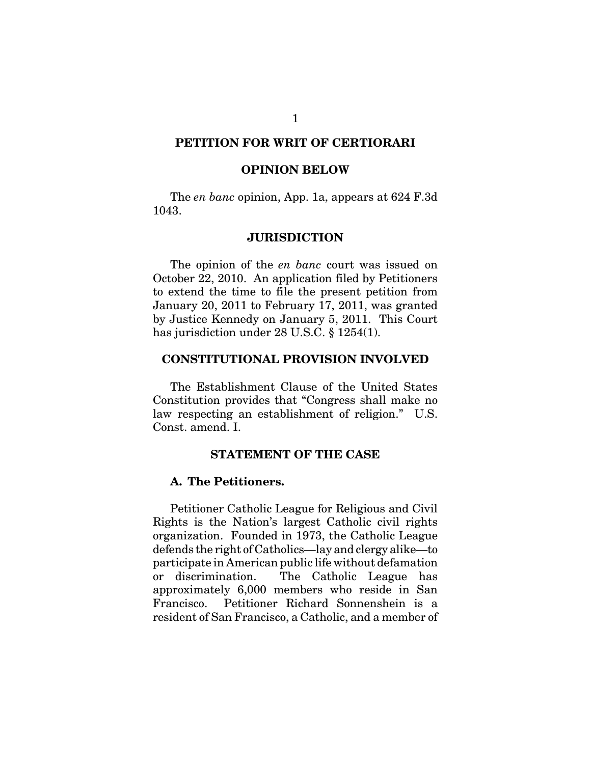## PETITION FOR WRIT OF CERTIORARI

### OPINION BELOW

The *en banc* opinion, App. 1a, appears at 624 F.3d 1043.

### JURISDICTION

The opinion of the *en banc* court was issued on October 22, 2010. An application filed by Petitioners to extend the time to file the present petition from January 20, 2011 to February 17, 2011, was granted by Justice Kennedy on January 5, 2011. This Court has jurisdiction under 28 U.S.C. § 1254(1).

### CONSTITUTIONAL PROVISION INVOLVED

The Establishment Clause of the United States Constitution provides that "Congress shall make no law respecting an establishment of religion." U.S. Const. amend. I.

### STATEMENT OF THE CASE

#### A. The Petitioners.

Petitioner Catholic League for Religious and Civil Rights is the Nation's largest Catholic civil rights organization. Founded in 1973, the Catholic League defends the right of Catholics—lay and clergy alike—to participate in American public life without defamation or discrimination. The Catholic League has approximately 6,000 members who reside in San Francisco. Petitioner Richard Sonnenshein is a resident of San Francisco, a Catholic, and a member of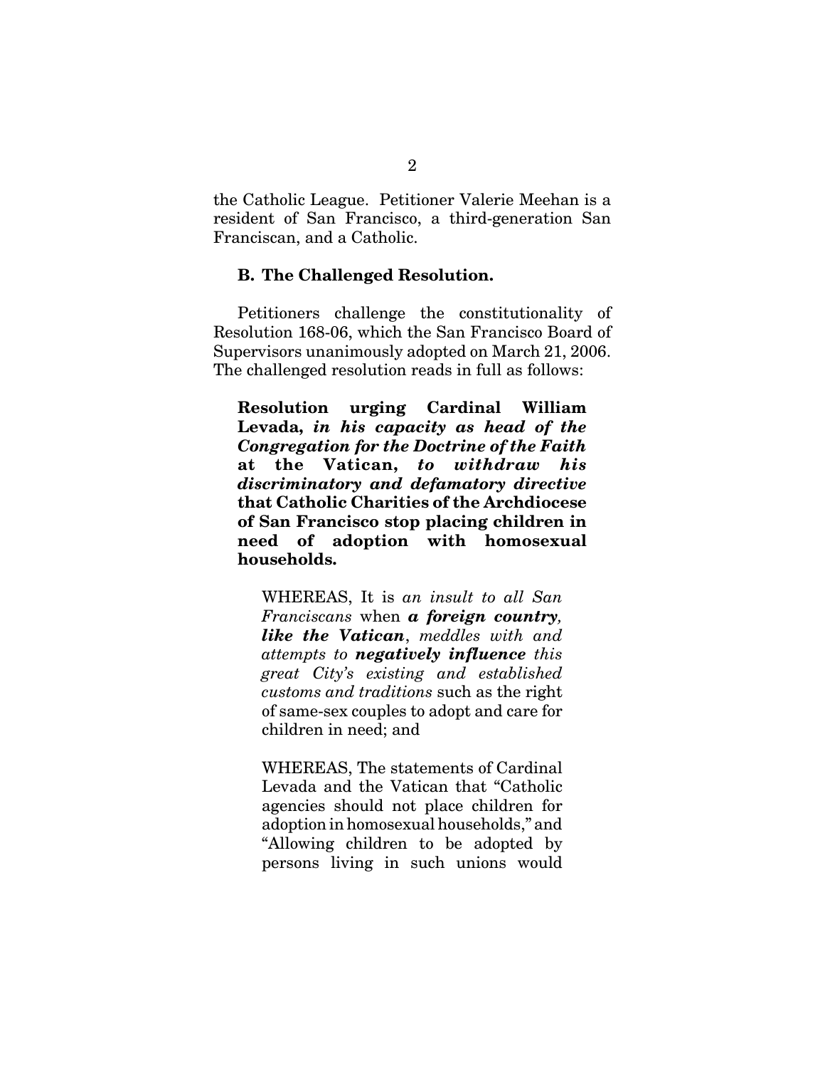the Catholic League. Petitioner Valerie Meehan is a resident of San Francisco, a third-generation San Franciscan, and a Catholic.

### B. The Challenged Resolution.

Petitioners challenge the constitutionality of Resolution 168-06, which the San Francisco Board of Supervisors unanimously adopted on March 21, 2006. The challenged resolution reads in full as follows:

> **Resolution urging Cardinal William Levada, *in his capacity as head of the Congregation for the Doctrine of the Faith* at the Vatican, *to withdraw his discriminatory and defamatory directive* that Catholic Charities of the Archdiocese of San Francisco stop placing children in need of adoption with homosexual households.**
>
> WHEREAS, It is *an insult to all San Franciscans* when ***a foreign country, like the Vatican***, *meddles with and attempts to* ***negatively influence*** *this great City's existing and established customs and traditions* such as the right of same-sex couples to adopt and care for children in need; and
>
> WHEREAS, The statements of Cardinal Levada and the Vatican that "Catholic agencies should not place children for adoption in homosexual households," and "Allowing children to be adopted by persons living in such unions would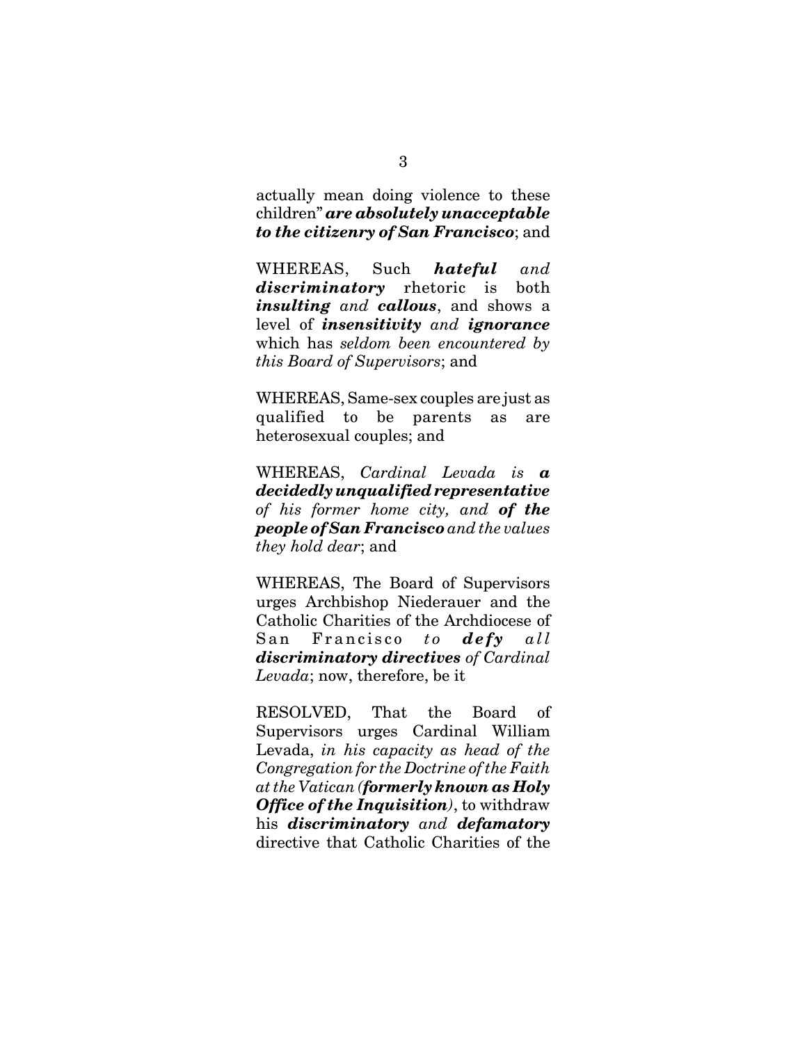actually mean doing violence to these children" ***are absolutely unacceptable to the citizenry of San Francisco***; and

WHEREAS, Such ***hateful*** *and* ***discriminatory*** rhetoric is both ***insulting*** *and* ***callous***, and shows a level of ***insensitivity*** *and* ***ignorance*** which has *seldom been encountered by this Board of Supervisors*; and

WHEREAS, Same-sex couples are just as qualified to be parents as are heterosexual couples; and

WHEREAS, *Cardinal Levada is* ***a decidedly unqualified representative*** *of his former home city, and* ***of the people of San Francisco*** *and the values they hold dear*; and

WHEREAS, The Board of Supervisors urges Archbishop Niederauer and the Catholic Charities of the Archdiocese of San Francisco *to* ***defy*** *all* ***discriminatory directives*** *of Cardinal Levada*; now, therefore, be it

RESOLVED, That the Board of Supervisors urges Cardinal William Levada, *in his capacity as head of the Congregation for the Doctrine of the Faith at the Vatican (**formerly known as Holy Office of the Inquisition**)*, to withdraw his ***discriminatory*** *and* ***defamatory*** directive that Catholic Charities of the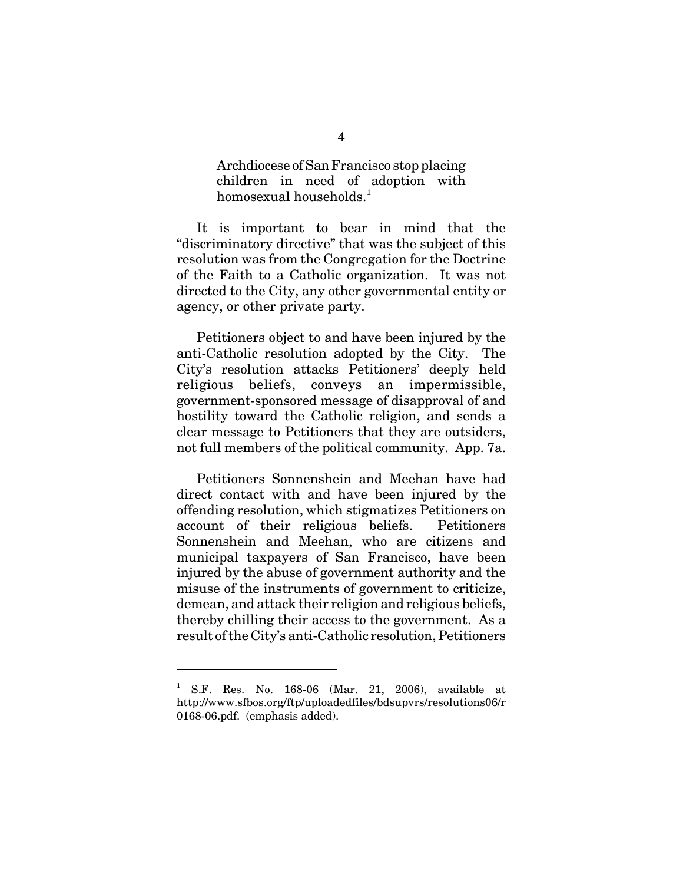> Archdiocese of San Francisco stop placing children in need of adoption with homosexual households.[1]

It is important to bear in mind that the "discriminatory directive" that was the subject of this resolution was from the Congregation for the Doctrine of the Faith to a Catholic organization. It was not directed to the City, any other governmental entity or agency, or other private party.

Petitioners object to and have been injured by the anti-Catholic resolution adopted by the City. The City's resolution attacks Petitioners' deeply held religious beliefs, conveys an impermissible, government-sponsored message of disapproval of and hostility toward the Catholic religion, and sends a clear message to Petitioners that they are outsiders, not full members of the political community. App. 7a.

Petitioners Sonnenshein and Meehan have had direct contact with and have been injured by the offending resolution, which stigmatizes Petitioners on account of their religious beliefs. Petitioners Sonnenshein and Meehan, who are citizens and municipal taxpayers of San Francisco, have been injured by the abuse of government authority and the misuse of the instruments of government to criticize, demean, and attack their religion and religious beliefs, thereby chilling their access to the government. As a result of the City's anti-Catholic resolution, Petitioners

---

[1] S.F. Res. No. 168-06 (Mar. 21, 2006), available at http://www.sfbos.org/ftp/uploadedfiles/bdsupvrs/resolutions06/r0168-06.pdf. (emphasis added).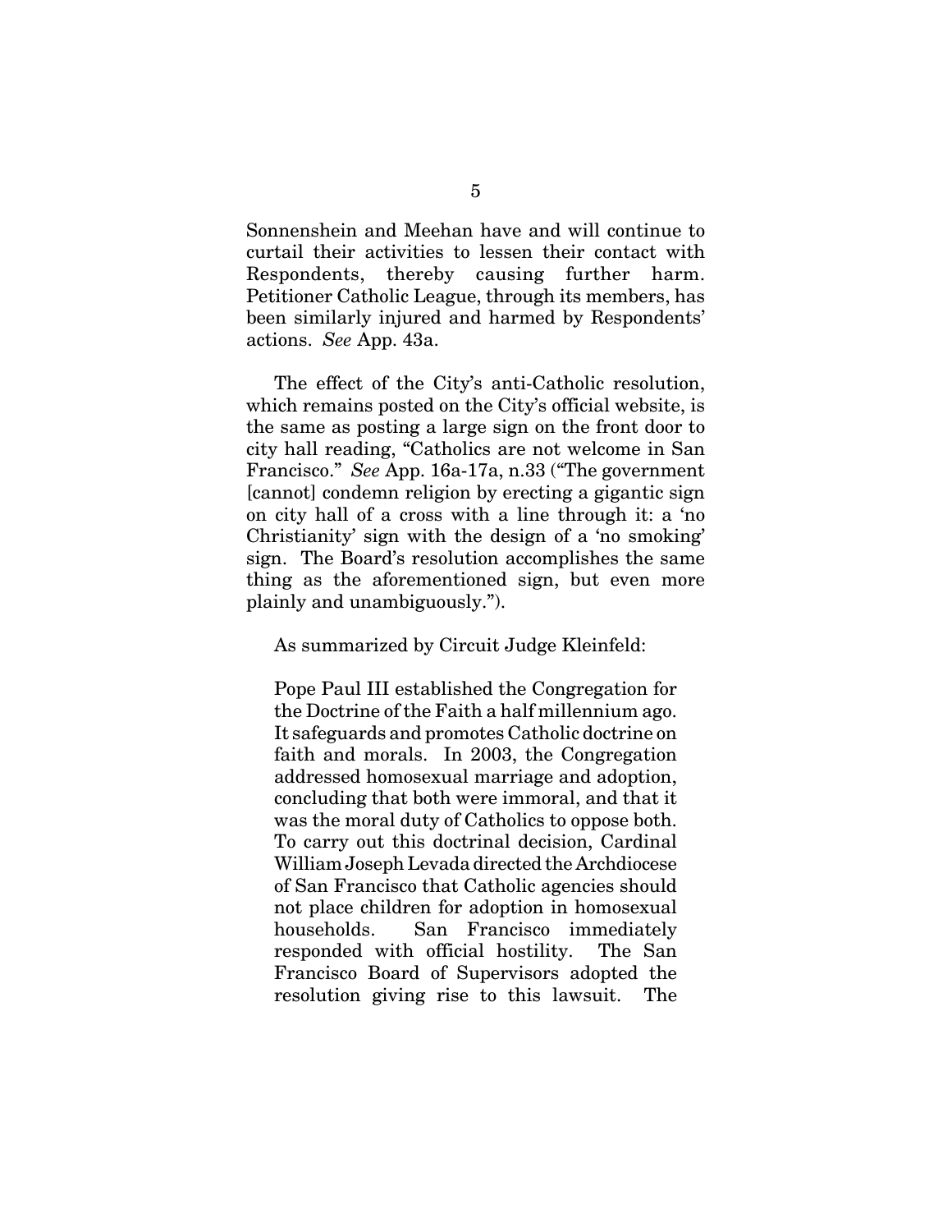Sonnenshein and Meehan have and will continue to curtail their activities to lessen their contact with Respondents, thereby causing further harm. Petitioner Catholic League, through its members, has been similarly injured and harmed by Respondents' actions. *See* App. 43a.

The effect of the City's anti-Catholic resolution, which remains posted on the City's official website, is the same as posting a large sign on the front door to city hall reading, "Catholics are not welcome in San Francisco." *See* App. 16a-17a, n.33 ("The government [cannot] condemn religion by erecting a gigantic sign on city hall of a cross with a line through it: a 'no Christianity' sign with the design of a 'no smoking' sign. The Board's resolution accomplishes the same thing as the aforementioned sign, but even more plainly and unambiguously.").

As summarized by Circuit Judge Kleinfeld:

> Pope Paul III established the Congregation for the Doctrine of the Faith a half millennium ago. It safeguards and promotes Catholic doctrine on faith and morals. In 2003, the Congregation addressed homosexual marriage and adoption, concluding that both were immoral, and that it was the moral duty of Catholics to oppose both. To carry out this doctrinal decision, Cardinal William Joseph Levada directed the Archdiocese of San Francisco that Catholic agencies should not place children for adoption in homosexual households. San Francisco immediately responded with official hostility. The San Francisco Board of Supervisors adopted the resolution giving rise to this lawsuit. The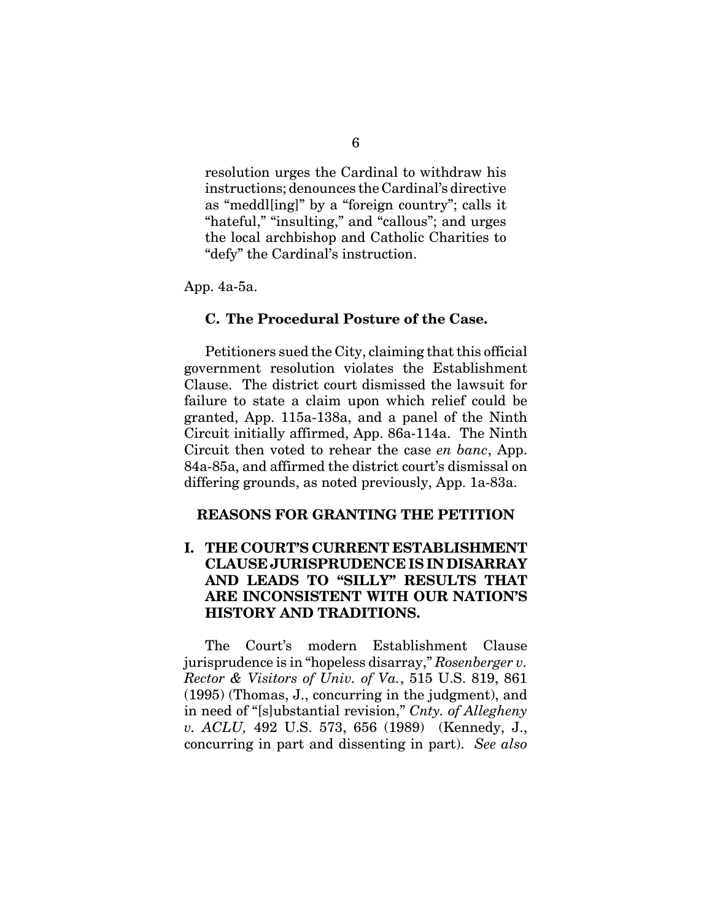> resolution urges the Cardinal to withdraw his instructions; denounces the Cardinal's directive as "meddl[ing]" by a "foreign country"; calls it "hateful," "insulting," and "callous"; and urges the local archbishop and Catholic Charities to "defy" the Cardinal's instruction.

App. 4a-5a.

### C. The Procedural Posture of the Case.

Petitioners sued the City, claiming that this official government resolution violates the Establishment Clause. The district court dismissed the lawsuit for failure to state a claim upon which relief could be granted, App. 115a-138a, and a panel of the Ninth Circuit initially affirmed, App. 86a-114a. The Ninth Circuit then voted to rehear the case *en banc*, App. 84a-85a, and affirmed the district court's dismissal on differing grounds, as noted previously, App. 1a-83a.

## REASONS FOR GRANTING THE PETITION

### I. THE COURT'S CURRENT ESTABLISHMENT CLAUSE JURISPRUDENCE IS IN DISARRAY AND LEADS TO "SILLY" RESULTS THAT ARE INCONSISTENT WITH OUR NATION'S HISTORY AND TRADITIONS.

The Court's modern Establishment Clause jurisprudence is in "hopeless disarray," *Rosenberger v. Rector & Visitors of Univ. of Va.*, 515 U.S. 819, 861 (1995) (Thomas, J., concurring in the judgment), and in need of "[s]ubstantial revision," *Cnty. of Allegheny v. ACLU,* 492 U.S. 573, 656 (1989) (Kennedy, J., concurring in part and dissenting in part). *See also*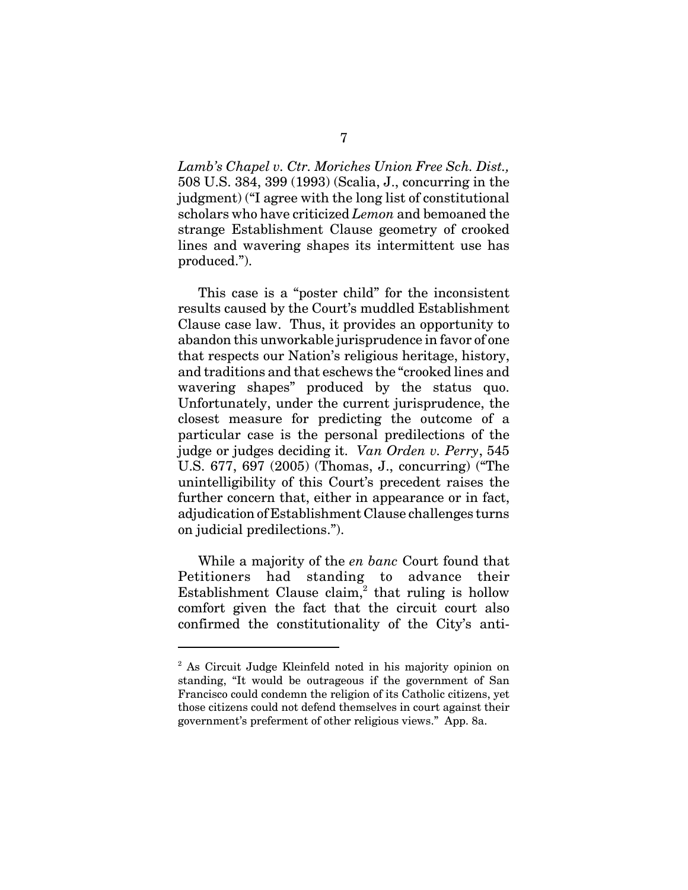*Lamb's Chapel v. Ctr. Moriches Union Free Sch. Dist.,* 508 U.S. 384, 399 (1993) (Scalia, J., concurring in the judgment) ("I agree with the long list of constitutional scholars who have criticized *Lemon* and bemoaned the strange Establishment Clause geometry of crooked lines and wavering shapes its intermittent use has produced.").

This case is a "poster child" for the inconsistent results caused by the Court's muddled Establishment Clause case law. Thus, it provides an opportunity to abandon this unworkable jurisprudence in favor of one that respects our Nation's religious heritage, history, and traditions and that eschews the "crooked lines and wavering shapes" produced by the status quo. Unfortunately, under the current jurisprudence, the closest measure for predicting the outcome of a particular case is the personal predilections of the judge or judges deciding it. *Van Orden v. Perry*, 545 U.S. 677, 697 (2005) (Thomas, J., concurring) ("The unintelligibility of this Court's precedent raises the further concern that, either in appearance or in fact, adjudication of Establishment Clause challenges turns on judicial predilections.").

While a majority of the *en banc* Court found that Petitioners had standing to advance their Establishment Clause claim,[2] that ruling is hollow comfort given the fact that the circuit court also confirmed the constitutionality of the City's anti-

---

[2] As Circuit Judge Kleinfeld noted in his majority opinion on standing, "It would be outrageous if the government of San Francisco could condemn the religion of its Catholic citizens, yet those citizens could not defend themselves in court against their government's preferment of other religious views." App. 8a.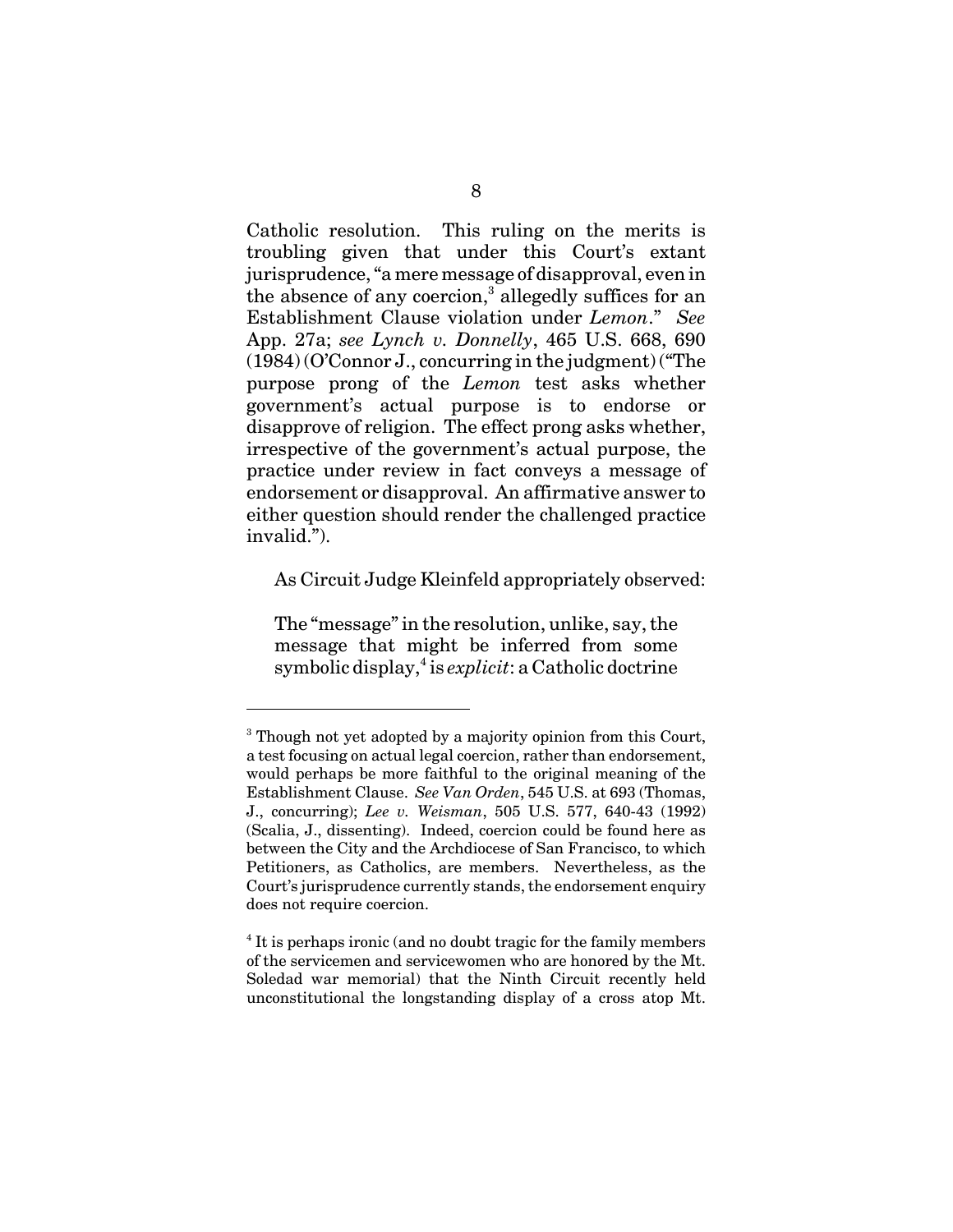Catholic resolution. This ruling on the merits is troubling given that under this Court's extant jurisprudence, "a mere message of disapproval, even in the absence of any coercion,[3] allegedly suffices for an Establishment Clause violation under *Lemon*." *See* App. 27a; *see Lynch v. Donnelly*, 465 U.S. 668, 690 (1984) (O'Connor J., concurring in the judgment) ("The purpose prong of the *Lemon* test asks whether government's actual purpose is to endorse or disapprove of religion. The effect prong asks whether, irrespective of the government's actual purpose, the practice under review in fact conveys a message of endorsement or disapproval. An affirmative answer to either question should render the challenged practice invalid.").

As Circuit Judge Kleinfeld appropriately observed:

> The "message" in the resolution, unlike, say, the message that might be inferred from some symbolic display,[4] is *explicit*: a Catholic doctrine

---

[3] Though not yet adopted by a majority opinion from this Court, a test focusing on actual legal coercion, rather than endorsement, would perhaps be more faithful to the original meaning of the Establishment Clause. *See Van Orden*, 545 U.S. at 693 (Thomas, J., concurring); *Lee v. Weisman*, 505 U.S. 577, 640-43 (1992) (Scalia, J., dissenting). Indeed, coercion could be found here as between the City and the Archdiocese of San Francisco, to which Petitioners, as Catholics, are members. Nevertheless, as the Court's jurisprudence currently stands, the endorsement enquiry does not require coercion.

[4] It is perhaps ironic (and no doubt tragic for the family members of the servicemen and servicewomen who are honored by the Mt. Soledad war memorial) that the Ninth Circuit recently held unconstitutional the longstanding display of a cross atop Mt.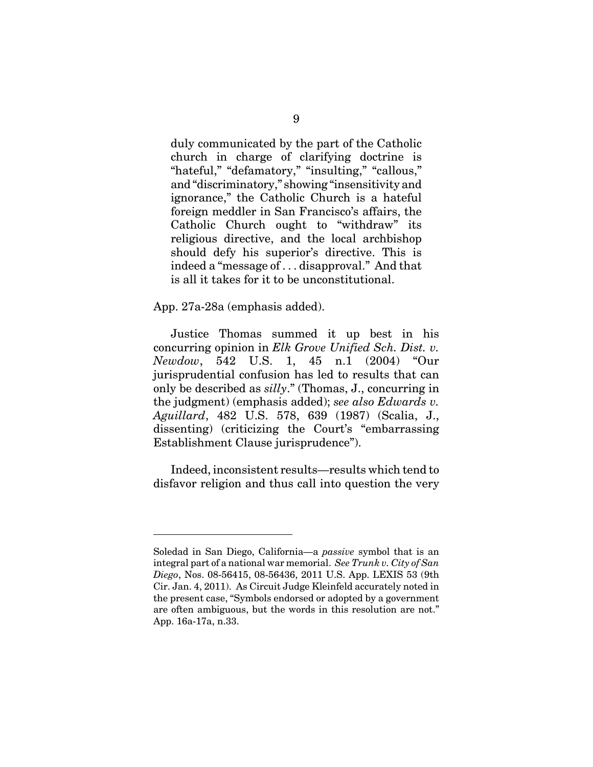> duly communicated by the part of the Catholic church in charge of clarifying doctrine is "hateful," "defamatory," "insulting," "callous," and "discriminatory," showing "insensitivity and ignorance," the Catholic Church is a hateful foreign meddler in San Francisco's affairs, the Catholic Church ought to "withdraw" its religious directive, and the local archbishop should defy his superior's directive. This is indeed a "message of . . . disapproval." And that is all it takes for it to be unconstitutional.

App. 27a-28a (emphasis added).

Justice Thomas summed it up best in his concurring opinion in *Elk Grove Unified Sch. Dist. v. Newdow*, 542 U.S. 1, 45 n.1 (2004) "Our jurisprudential confusion has led to results that can only be described as *silly*." (Thomas, J., concurring in the judgment) (emphasis added); *see also Edwards v. Aguillard*, 482 U.S. 578, 639 (1987) (Scalia, J., dissenting) (criticizing the Court's "embarrassing Establishment Clause jurisprudence").

Indeed, inconsistent results—results which tend to disfavor religion and thus call into question the very

---

Soledad in San Diego, California—a *passive* symbol that is an integral part of a national war memorial. *See Trunk v. City of San Diego*, Nos. 08-56415, 08-56436, 2011 U.S. App. LEXIS 53 (9th Cir. Jan. 4, 2011). As Circuit Judge Kleinfeld accurately noted in the present case, "Symbols endorsed or adopted by a government are often ambiguous, but the words in this resolution are not." App. 16a-17a, n.33.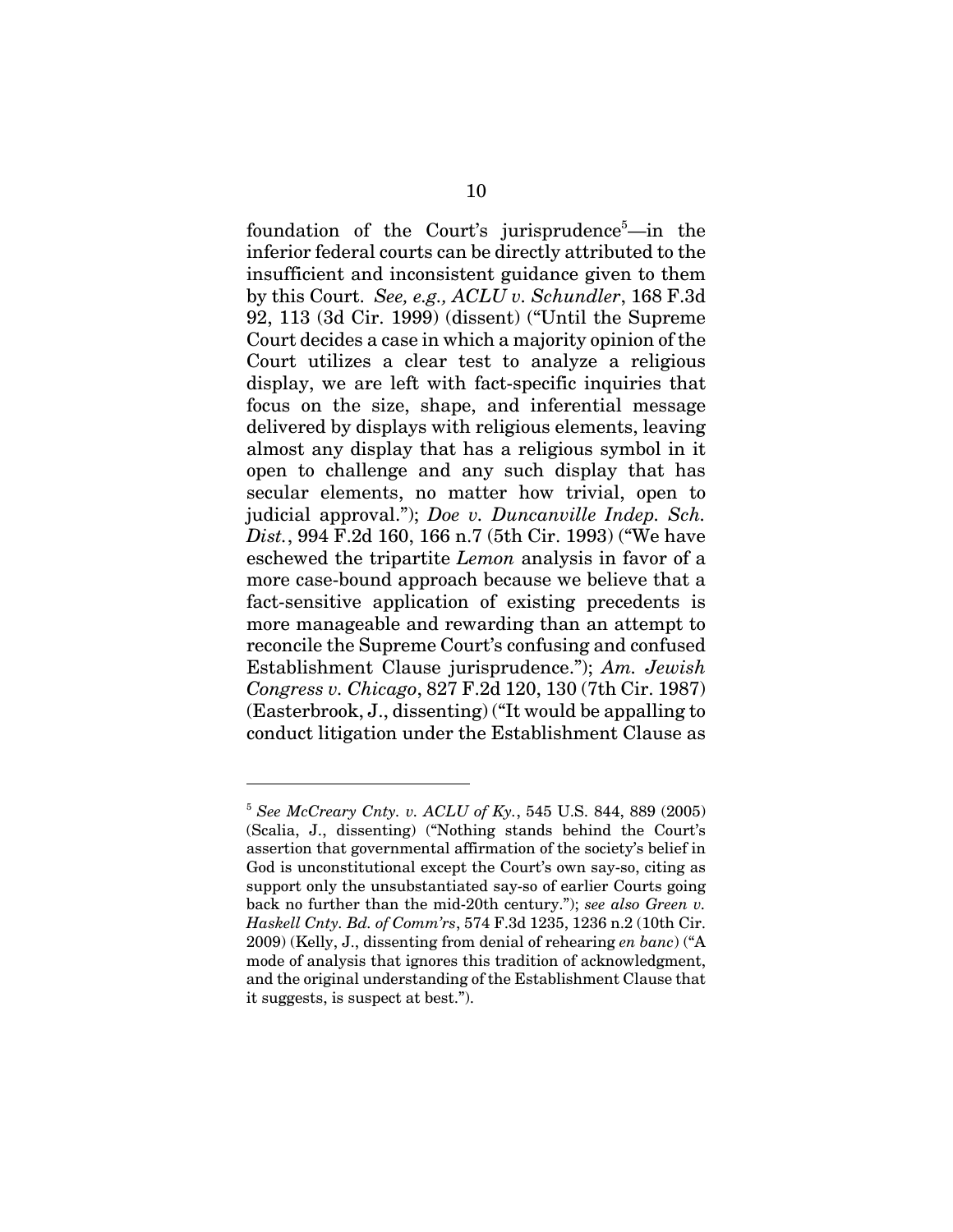foundation of the Court's jurisprudence[5]—in the inferior federal courts can be directly attributed to the insufficient and inconsistent guidance given to them by this Court. *See, e.g., ACLU v. Schundler*, 168 F.3d 92, 113 (3d Cir. 1999) (dissent) ("Until the Supreme Court decides a case in which a majority opinion of the Court utilizes a clear test to analyze a religious display, we are left with fact-specific inquiries that focus on the size, shape, and inferential message delivered by displays with religious elements, leaving almost any display that has a religious symbol in it open to challenge and any such display that has secular elements, no matter how trivial, open to judicial approval."); *Doe v. Duncanville Indep. Sch. Dist.*, 994 F.2d 160, 166 n.7 (5th Cir. 1993) ("We have eschewed the tripartite *Lemon* analysis in favor of a more case-bound approach because we believe that a fact-sensitive application of existing precedents is more manageable and rewarding than an attempt to reconcile the Supreme Court's confusing and confused Establishment Clause jurisprudence."); *Am. Jewish Congress v. Chicago*, 827 F.2d 120, 130 (7th Cir. 1987) (Easterbrook, J., dissenting) ("It would be appalling to conduct litigation under the Establishment Clause as

---

[5] *See McCreary Cnty. v. ACLU of Ky.*, 545 U.S. 844, 889 (2005) (Scalia, J., dissenting) ("Nothing stands behind the Court's assertion that governmental affirmation of the society's belief in God is unconstitutional except the Court's own say-so, citing as support only the unsubstantiated say-so of earlier Courts going back no further than the mid-20th century."); *see also Green v. Haskell Cnty. Bd. of Comm'rs*, 574 F.3d 1235, 1236 n.2 (10th Cir. 2009) (Kelly, J., dissenting from denial of rehearing *en banc*) ("A mode of analysis that ignores this tradition of acknowledgment, and the original understanding of the Establishment Clause that it suggests, is suspect at best.").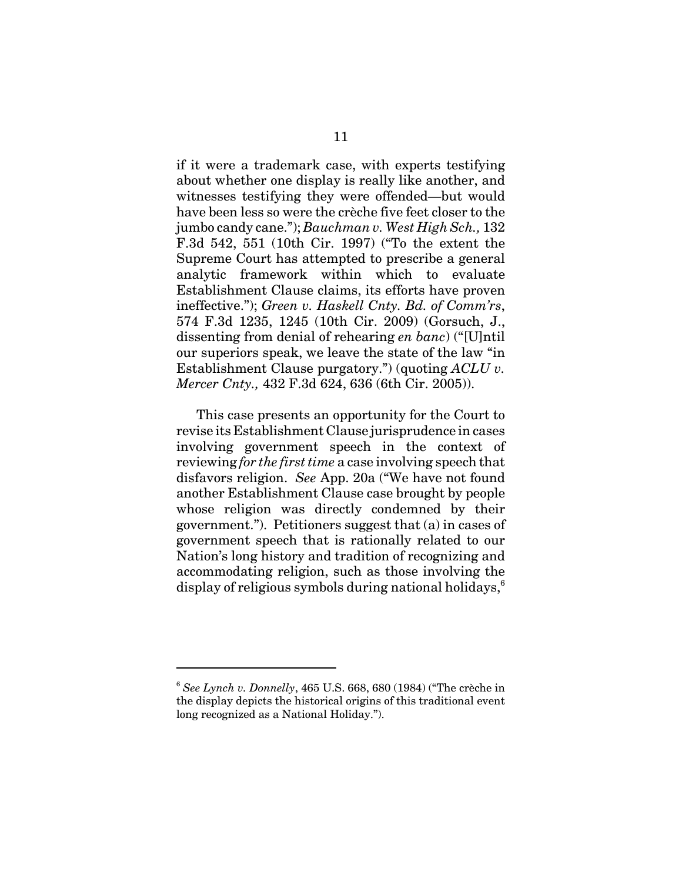if it were a trademark case, with experts testifying about whether one display is really like another, and witnesses testifying they were offended—but would have been less so were the crèche five feet closer to the jumbo candy cane."); *Bauchman v. West High Sch.,* 132 F.3d 542, 551 (10th Cir. 1997) ("To the extent the Supreme Court has attempted to prescribe a general analytic framework within which to evaluate Establishment Clause claims, its efforts have proven ineffective."); *Green v. Haskell Cnty. Bd. of Comm'rs*, 574 F.3d 1235, 1245 (10th Cir. 2009) (Gorsuch, J., dissenting from denial of rehearing *en banc*) ("[U]ntil our superiors speak, we leave the state of the law "in Establishment Clause purgatory.") (quoting *ACLU v. Mercer Cnty.,* 432 F.3d 624, 636 (6th Cir. 2005)).

This case presents an opportunity for the Court to revise its Establishment Clause jurisprudence in cases involving government speech in the context of reviewing *for the first time* a case involving speech that disfavors religion. *See* App. 20a ("We have not found another Establishment Clause case brought by people whose religion was directly condemned by their government."). Petitioners suggest that (a) in cases of government speech that is rationally related to our Nation's long history and tradition of recognizing and accommodating religion, such as those involving the display of religious symbols during national holidays,[6]

---

[6] *See Lynch v. Donnelly*, 465 U.S. 668, 680 (1984) ("The crèche in the display depicts the historical origins of this traditional event long recognized as a National Holiday.").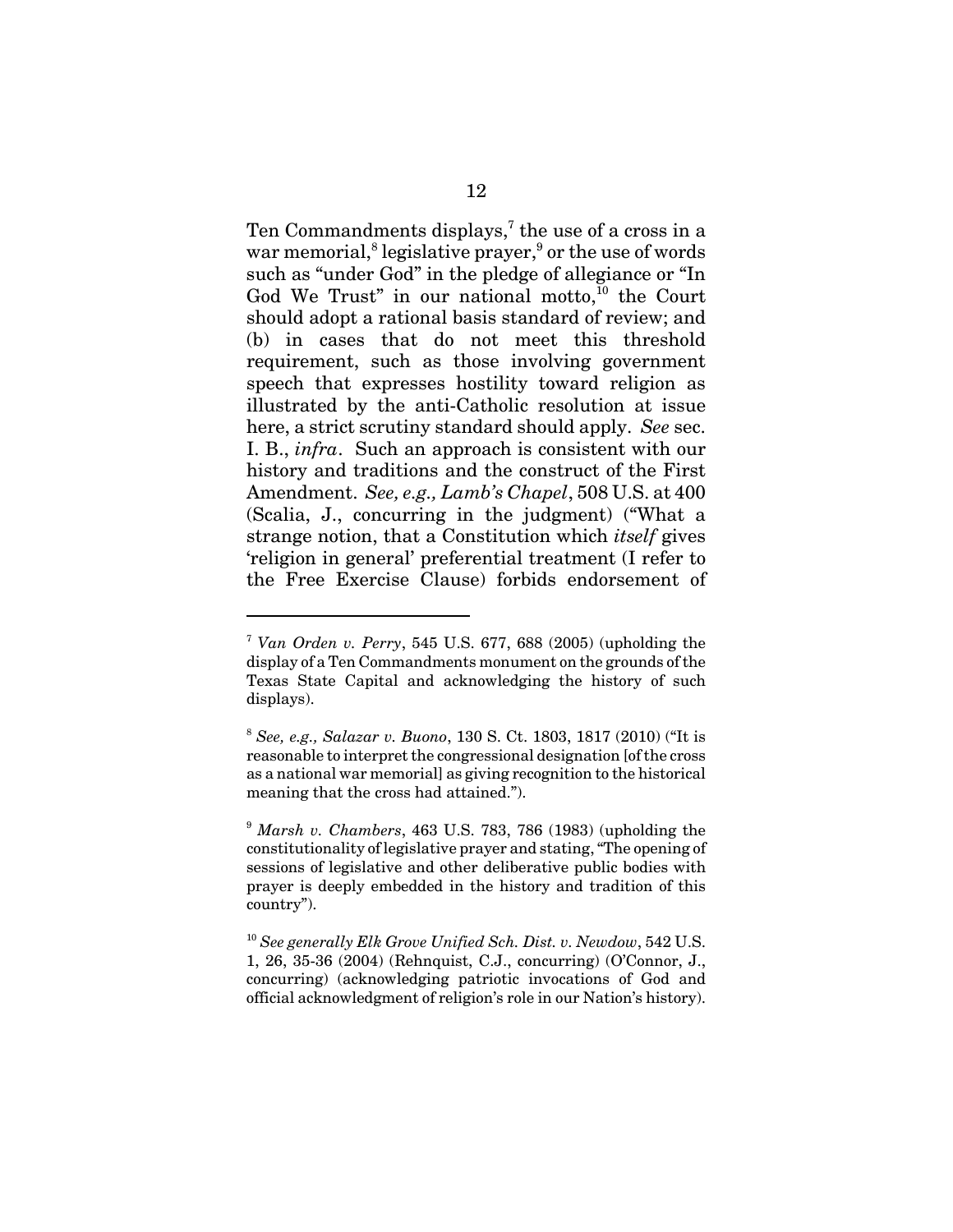Ten Commandments displays,[7] the use of a cross in a war memorial,[8] legislative prayer,[9] or the use of words such as "under God" in the pledge of allegiance or "In God We Trust" in our national motto,[10] the Court should adopt a rational basis standard of review; and (b) in cases that do not meet this threshold requirement, such as those involving government speech that expresses hostility toward religion as illustrated by the anti-Catholic resolution at issue here, a strict scrutiny standard should apply. *See* sec. I. B., *infra*. Such an approach is consistent with our history and traditions and the construct of the First Amendment. *See, e.g., Lamb's Chapel*, 508 U.S. at 400 (Scalia, J., concurring in the judgment) ("What a strange notion, that a Constitution which *itself* gives 'religion in general' preferential treatment (I refer to the Free Exercise Clause) forbids endorsement of

---

[7] *Van Orden v. Perry*, 545 U.S. 677, 688 (2005) (upholding the display of a Ten Commandments monument on the grounds of the Texas State Capital and acknowledging the history of such displays).

[8] *See, e.g., Salazar v. Buono*, 130 S. Ct. 1803, 1817 (2010) ("It is reasonable to interpret the congressional designation [of the cross as a national war memorial] as giving recognition to the historical meaning that the cross had attained.").

[9] *Marsh v. Chambers*, 463 U.S. 783, 786 (1983) (upholding the constitutionality of legislative prayer and stating, "The opening of sessions of legislative and other deliberative public bodies with prayer is deeply embedded in the history and tradition of this country").

[10] *See generally Elk Grove Unified Sch. Dist. v. Newdow*, 542 U.S. 1, 26, 35-36 (2004) (Rehnquist, C.J., concurring) (O'Connor, J., concurring) (acknowledging patriotic invocations of God and official acknowledgment of religion's role in our Nation's history).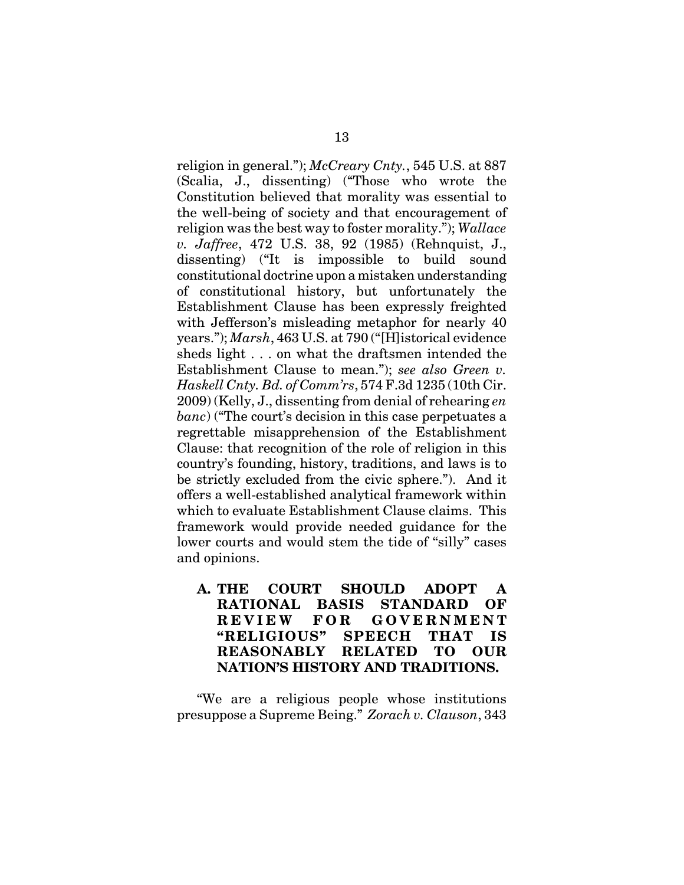religion in general."); *McCreary Cnty.*, 545 U.S. at 887 (Scalia, J., dissenting) ("Those who wrote the Constitution believed that morality was essential to the well-being of society and that encouragement of religion was the best way to foster morality."); *Wallace v. Jaffree*, 472 U.S. 38, 92 (1985) (Rehnquist, J., dissenting) ("It is impossible to build sound constitutional doctrine upon a mistaken understanding of constitutional history, but unfortunately the Establishment Clause has been expressly freighted with Jefferson's misleading metaphor for nearly 40 years."); *Marsh*, 463 U.S. at 790 ("[H]istorical evidence sheds light . . . on what the draftsmen intended the Establishment Clause to mean."); *see also Green v. Haskell Cnty. Bd. of Comm'rs*, 574 F.3d 1235 (10th Cir. 2009) (Kelly, J., dissenting from denial of rehearing *en banc*) ("The court's decision in this case perpetuates a regrettable misapprehension of the Establishment Clause: that recognition of the role of religion in this country's founding, history, traditions, and laws is to be strictly excluded from the civic sphere."). And it offers a well-established analytical framework within which to evaluate Establishment Clause claims. This framework would provide needed guidance for the lower courts and would stem the tide of "silly" cases and opinions.

### A. THE COURT SHOULD ADOPT A RATIONAL BASIS STANDARD OF REVIEW FOR GOVERNMENT "RELIGIOUS" SPEECH THAT IS REASONABLY RELATED TO OUR NATION'S HISTORY AND TRADITIONS.

"We are a religious people whose institutions presuppose a Supreme Being." *Zorach v. Clauson*, 343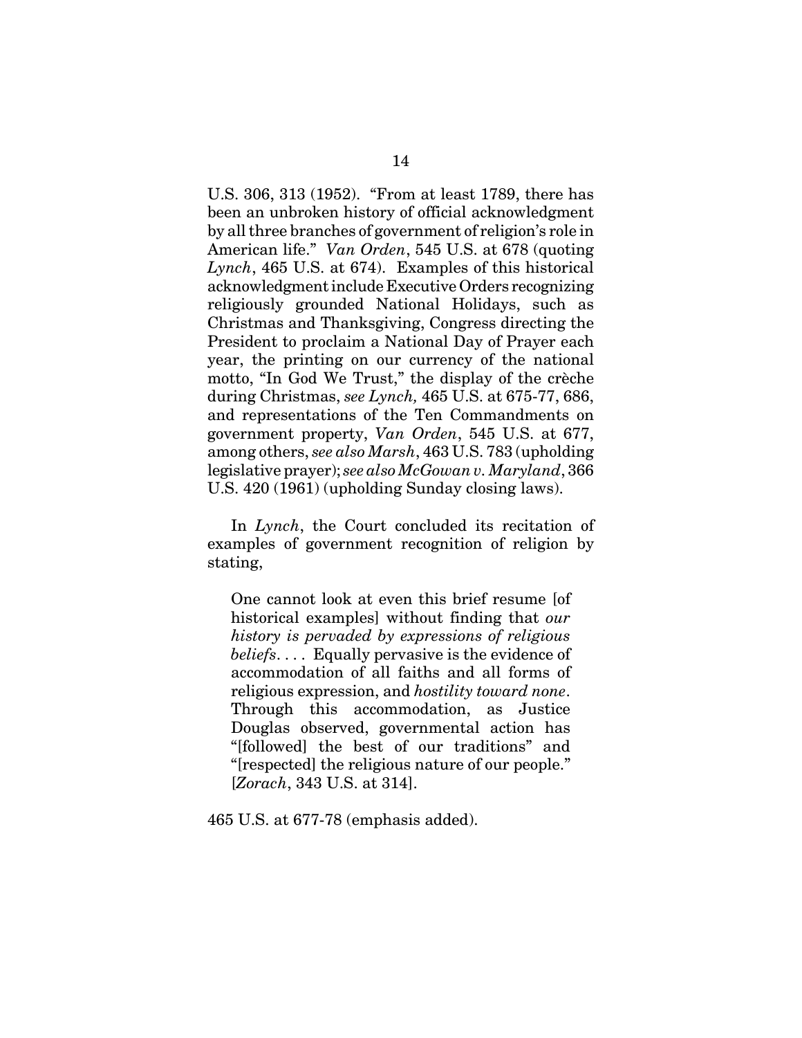U.S. 306, 313 (1952). "From at least 1789, there has been an unbroken history of official acknowledgment by all three branches of government of religion's role in American life." *Van Orden*, 545 U.S. at 678 (quoting *Lynch*, 465 U.S. at 674). Examples of this historical acknowledgment include Executive Orders recognizing religiously grounded National Holidays, such as Christmas and Thanksgiving, Congress directing the President to proclaim a National Day of Prayer each year, the printing on our currency of the national motto, "In God We Trust," the display of the crèche during Christmas, *see Lynch,* 465 U.S. at 675-77, 686, and representations of the Ten Commandments on government property, *Van Orden*, 545 U.S. at 677, among others, *see also Marsh*, 463 U.S. 783 (upholding legislative prayer); *see also McGowan v. Maryland*, 366 U.S. 420 (1961) (upholding Sunday closing laws).

In *Lynch*, the Court concluded its recitation of examples of government recognition of religion by stating,

> One cannot look at even this brief resume [of historical examples] without finding that *our history is pervaded by expressions of religious beliefs*. . . . Equally pervasive is the evidence of accommodation of all faiths and all forms of religious expression, and *hostility toward none*. Through this accommodation, as Justice Douglas observed, governmental action has "[followed] the best of our traditions" and "[respected] the religious nature of our people." [*Zorach*, 343 U.S. at 314].

465 U.S. at 677-78 (emphasis added).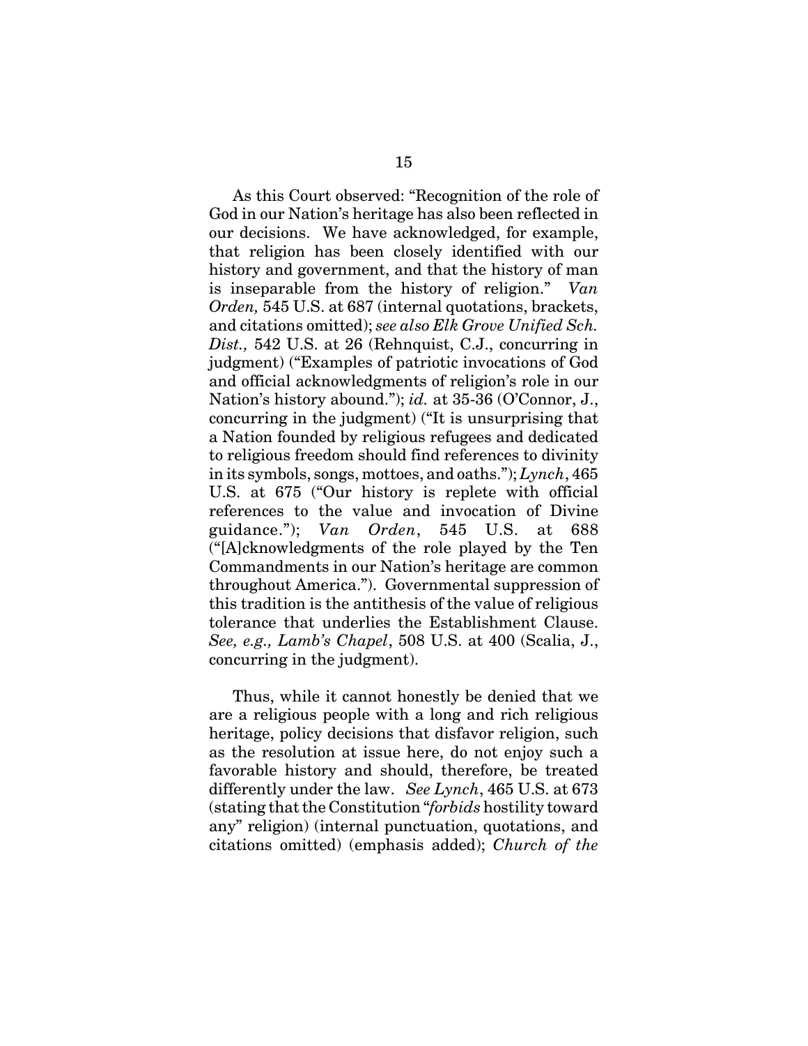As this Court observed: "Recognition of the role of God in our Nation's heritage has also been reflected in our decisions. We have acknowledged, for example, that religion has been closely identified with our history and government, and that the history of man is inseparable from the history of religion." *Van Orden,* 545 U.S. at 687 (internal quotations, brackets, and citations omitted); *see also Elk Grove Unified Sch. Dist.,* 542 U.S. at 26 (Rehnquist, C.J., concurring in judgment) ("Examples of patriotic invocations of God and official acknowledgments of religion's role in our Nation's history abound."); *id.* at 35-36 (O'Connor, J., concurring in the judgment) ("It is unsurprising that a Nation founded by religious refugees and dedicated to religious freedom should find references to divinity in its symbols, songs, mottoes, and oaths."); *Lynch*, 465 U.S. at 675 ("Our history is replete with official references to the value and invocation of Divine guidance."); *Van Orden*, 545 U.S. at 688 ("[A]cknowledgments of the role played by the Ten Commandments in our Nation's heritage are common throughout America."). Governmental suppression of this tradition is the antithesis of the value of religious tolerance that underlies the Establishment Clause. *See, e.g., Lamb's Chapel*, 508 U.S. at 400 (Scalia, J., concurring in the judgment).

Thus, while it cannot honestly be denied that we are a religious people with a long and rich religious heritage, policy decisions that disfavor religion, such as the resolution at issue here, do not enjoy such a favorable history and should, therefore, be treated differently under the law. *See Lynch*, 465 U.S. at 673 (stating that the Constitution "*forbids* hostility toward any" religion) (internal punctuation, quotations, and citations omitted) (emphasis added); *Church of the*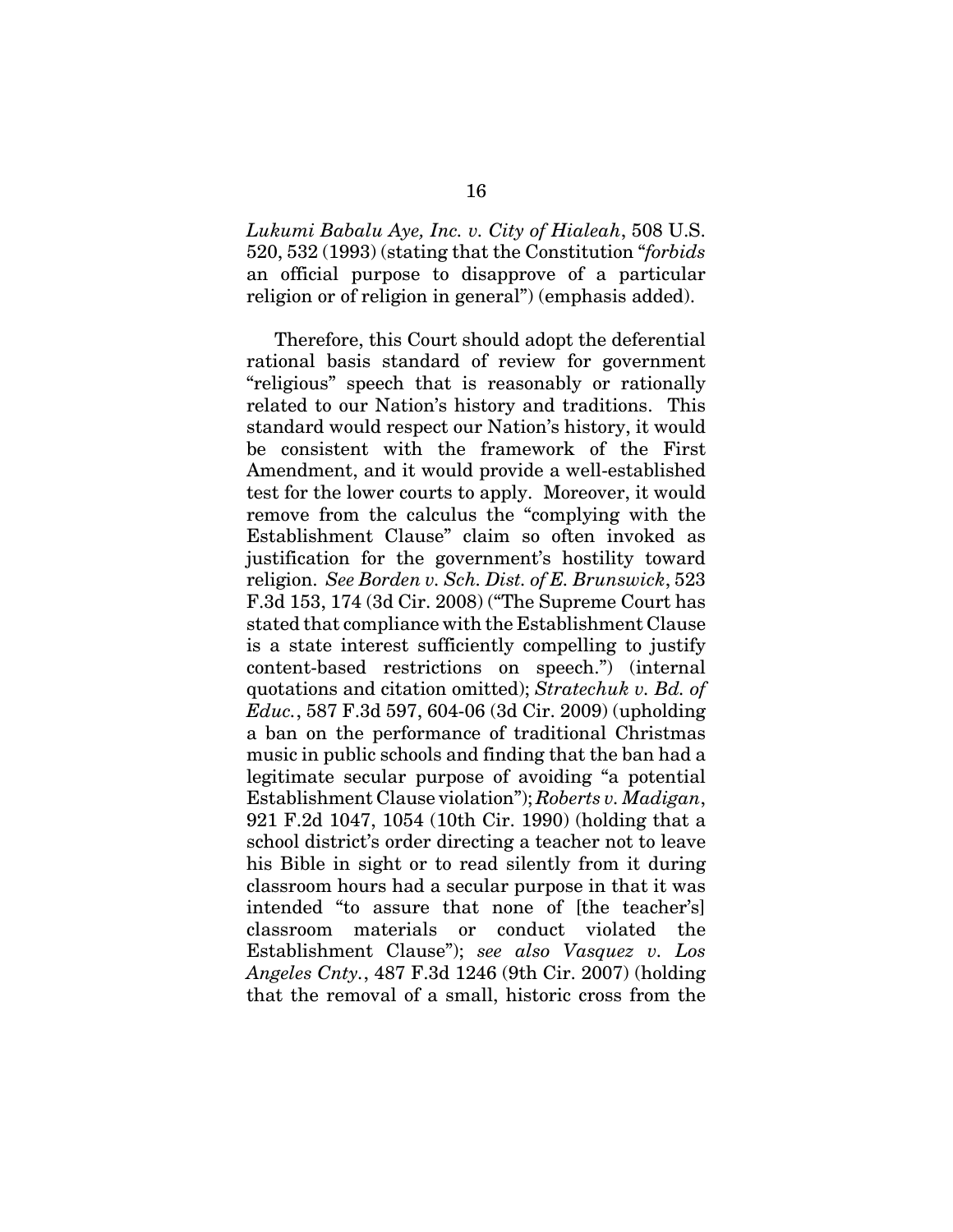*Lukumi Babalu Aye, Inc. v. City of Hialeah*, 508 U.S. 520, 532 (1993) (stating that the Constitution "*forbids* an official purpose to disapprove of a particular religion or of religion in general") (emphasis added).

Therefore, this Court should adopt the deferential rational basis standard of review for government "religious" speech that is reasonably or rationally related to our Nation's history and traditions. This standard would respect our Nation's history, it would be consistent with the framework of the First Amendment, and it would provide a well-established test for the lower courts to apply. Moreover, it would remove from the calculus the "complying with the Establishment Clause" claim so often invoked as justification for the government's hostility toward religion. *See Borden v. Sch. Dist. of E. Brunswick*, 523 F.3d 153, 174 (3d Cir. 2008) ("The Supreme Court has stated that compliance with the Establishment Clause is a state interest sufficiently compelling to justify content-based restrictions on speech.") (internal quotations and citation omitted); *Stratechuk v. Bd. of Educ.*, 587 F.3d 597, 604-06 (3d Cir. 2009) (upholding a ban on the performance of traditional Christmas music in public schools and finding that the ban had a legitimate secular purpose of avoiding "a potential Establishment Clause violation"); *Roberts v. Madigan*, 921 F.2d 1047, 1054 (10th Cir. 1990) (holding that a school district's order directing a teacher not to leave his Bible in sight or to read silently from it during classroom hours had a secular purpose in that it was intended "to assure that none of [the teacher's] classroom materials or conduct violated the Establishment Clause"); *see also Vasquez v. Los Angeles Cnty.*, 487 F.3d 1246 (9th Cir. 2007) (holding that the removal of a small, historic cross from the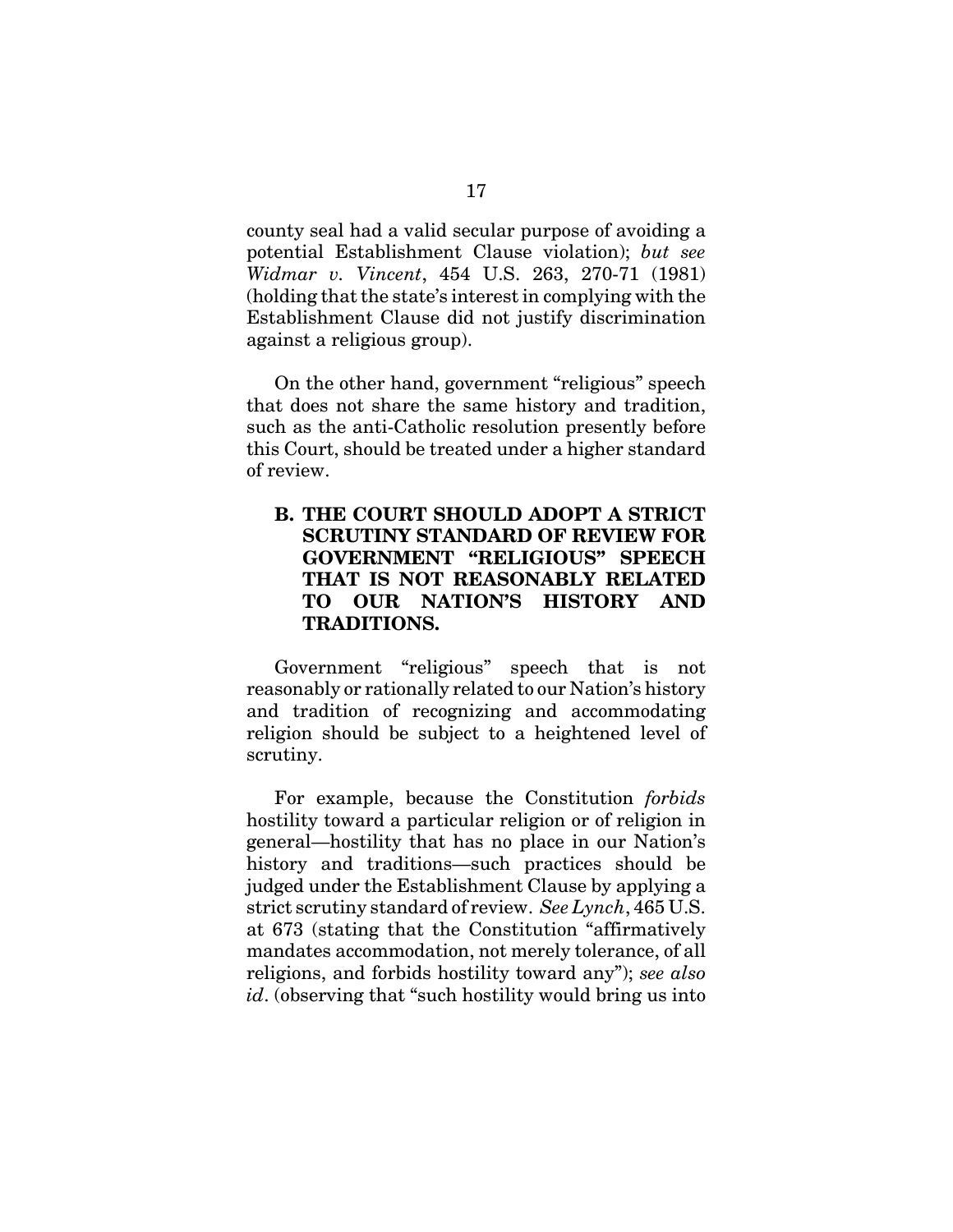county seal had a valid secular purpose of avoiding a potential Establishment Clause violation); *but see Widmar v. Vincent*, 454 U.S. 263, 270-71 (1981) (holding that the state's interest in complying with the Establishment Clause did not justify discrimination against a religious group).

On the other hand, government "religious" speech that does not share the same history and tradition, such as the anti-Catholic resolution presently before this Court, should be treated under a higher standard of review.

### B. THE COURT SHOULD ADOPT A STRICT SCRUTINY STANDARD OF REVIEW FOR GOVERNMENT "RELIGIOUS" SPEECH THAT IS NOT REASONABLY RELATED TO OUR NATION'S HISTORY AND TRADITIONS.

Government "religious" speech that is not reasonably or rationally related to our Nation's history and tradition of recognizing and accommodating religion should be subject to a heightened level of scrutiny.

For example, because the Constitution *forbids* hostility toward a particular religion or of religion in general—hostility that has no place in our Nation's history and traditions—such practices should be judged under the Establishment Clause by applying a strict scrutiny standard of review. *See Lynch*, 465 U.S. at 673 (stating that the Constitution "affirmatively mandates accommodation, not merely tolerance, of all religions, and forbids hostility toward any"); *see also id*. (observing that "such hostility would bring us into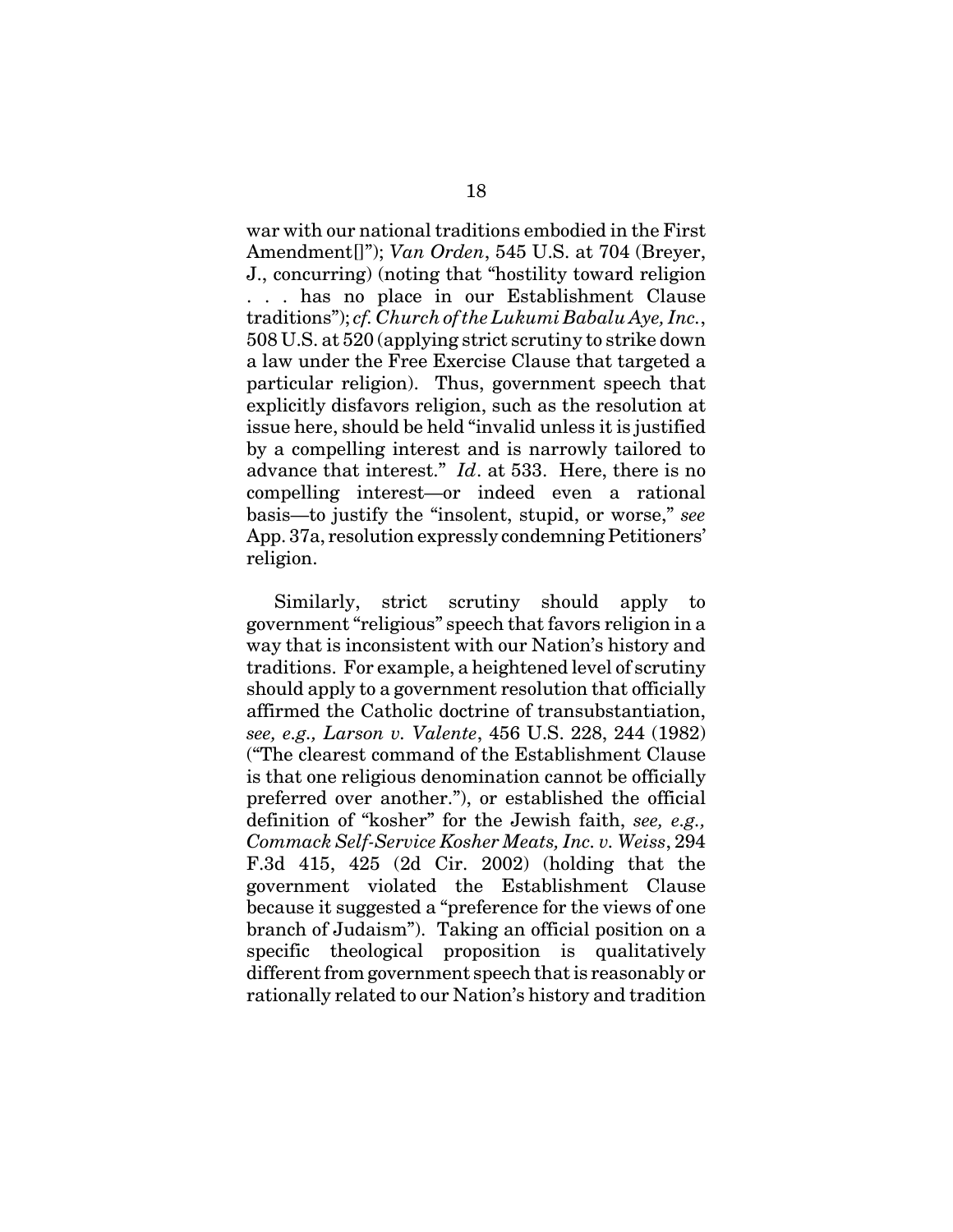war with our national traditions embodied in the First Amendment[]"); *Van Orden*, 545 U.S. at 704 (Breyer, J., concurring) (noting that "hostility toward religion . . . has no place in our Establishment Clause traditions"); *cf. Church of the Lukumi Babalu Aye, Inc.*, 508 U.S. at 520 (applying strict scrutiny to strike down a law under the Free Exercise Clause that targeted a particular religion). Thus, government speech that explicitly disfavors religion, such as the resolution at issue here, should be held "invalid unless it is justified by a compelling interest and is narrowly tailored to advance that interest." *Id*. at 533. Here, there is no compelling interest—or indeed even a rational basis—to justify the "insolent, stupid, or worse," *see* App. 37a, resolution expressly condemning Petitioners' religion.

Similarly, strict scrutiny should apply to government "religious" speech that favors religion in a way that is inconsistent with our Nation's history and traditions. For example, a heightened level of scrutiny should apply to a government resolution that officially affirmed the Catholic doctrine of transubstantiation, *see, e.g., Larson v. Valente*, 456 U.S. 228, 244 (1982) ("The clearest command of the Establishment Clause is that one religious denomination cannot be officially preferred over another."), or established the official definition of "kosher" for the Jewish faith, *see, e.g., Commack Self-Service Kosher Meats, Inc. v. Weiss*, 294 F.3d 415, 425 (2d Cir. 2002) (holding that the government violated the Establishment Clause because it suggested a "preference for the views of one branch of Judaism"). Taking an official position on a specific theological proposition is qualitatively different from government speech that is reasonably or rationally related to our Nation's history and tradition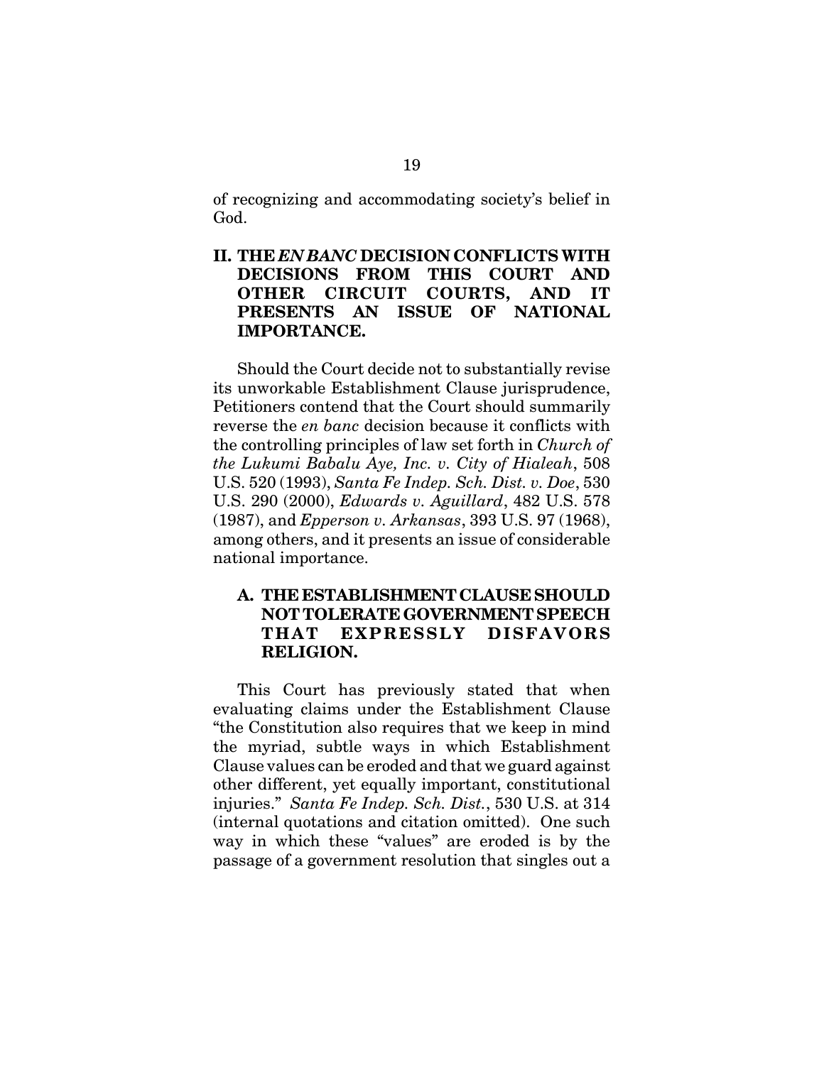of recognizing and accommodating society's belief in God.

## II. THE *EN BANC* DECISION CONFLICTS WITH DECISIONS FROM THIS COURT AND OTHER CIRCUIT COURTS, AND IT PRESENTS AN ISSUE OF NATIONAL IMPORTANCE.

Should the Court decide not to substantially revise its unworkable Establishment Clause jurisprudence, Petitioners contend that the Court should summarily reverse the *en banc* decision because it conflicts with the controlling principles of law set forth in *Church of the Lukumi Babalu Aye, Inc. v. City of Hialeah*, 508 U.S. 520 (1993), *Santa Fe Indep. Sch. Dist. v. Doe*, 530 U.S. 290 (2000), *Edwards v. Aguillard*, 482 U.S. 578 (1987), and *Epperson v. Arkansas*, 393 U.S. 97 (1968), among others, and it presents an issue of considerable national importance.

### A. THE ESTABLISHMENT CLAUSE SHOULD NOT TOLERATE GOVERNMENT SPEECH THAT EXPRESSLY DISFAVORS RELIGION.

This Court has previously stated that when evaluating claims under the Establishment Clause "the Constitution also requires that we keep in mind the myriad, subtle ways in which Establishment Clause values can be eroded and that we guard against other different, yet equally important, constitutional injuries." *Santa Fe Indep. Sch. Dist.*, 530 U.S. at 314 (internal quotations and citation omitted). One such way in which these "values" are eroded is by the passage of a government resolution that singles out a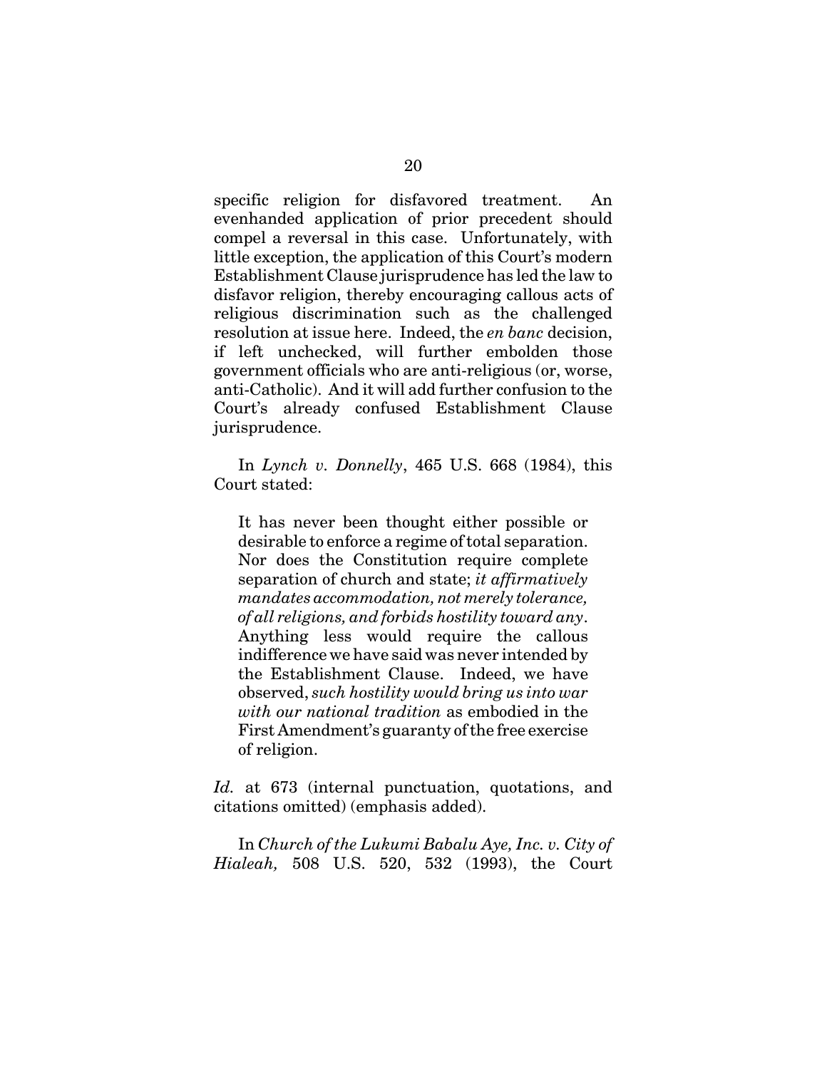specific religion for disfavored treatment. An evenhanded application of prior precedent should compel a reversal in this case. Unfortunately, with little exception, the application of this Court's modern Establishment Clause jurisprudence has led the law to disfavor religion, thereby encouraging callous acts of religious discrimination such as the challenged resolution at issue here. Indeed, the *en banc* decision, if left unchecked, will further embolden those government officials who are anti-religious (or, worse, anti-Catholic). And it will add further confusion to the Court's already confused Establishment Clause jurisprudence.

In *Lynch v. Donnelly*, 465 U.S. 668 (1984), this Court stated:

> It has never been thought either possible or desirable to enforce a regime of total separation. Nor does the Constitution require complete separation of church and state; *it affirmatively mandates accommodation, not merely tolerance, of all religions, and forbids hostility toward any*. Anything less would require the callous indifference we have said was never intended by the Establishment Clause. Indeed, we have observed, *such hostility would bring us into war with our national tradition* as embodied in the First Amendment's guaranty of the free exercise of religion.

*Id.* at 673 (internal punctuation, quotations, and citations omitted) (emphasis added).

In *Church of the Lukumi Babalu Aye, Inc. v. City of Hialeah,* 508 U.S. 520, 532 (1993), the Court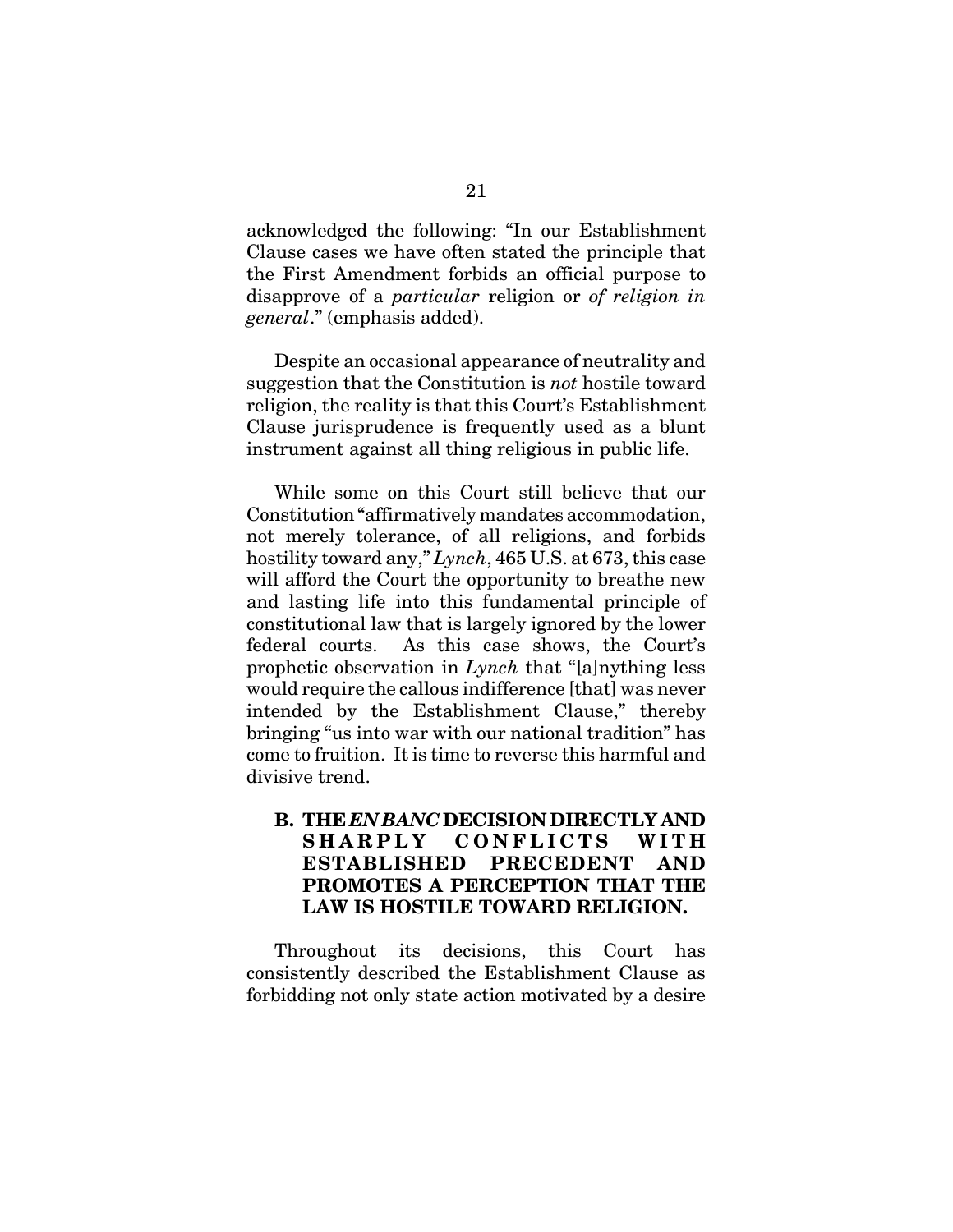acknowledged the following: "In our Establishment Clause cases we have often stated the principle that the First Amendment forbids an official purpose to disapprove of a *particular* religion or *of religion in general*." (emphasis added).

Despite an occasional appearance of neutrality and suggestion that the Constitution is *not* hostile toward religion, the reality is that this Court's Establishment Clause jurisprudence is frequently used as a blunt instrument against all thing religious in public life.

While some on this Court still believe that our Constitution "affirmatively mandates accommodation, not merely tolerance, of all religions, and forbids hostility toward any," *Lynch*, 465 U.S. at 673, this case will afford the Court the opportunity to breathe new and lasting life into this fundamental principle of constitutional law that is largely ignored by the lower federal courts. As this case shows, the Court's prophetic observation in *Lynch* that "[a]nything less would require the callous indifference [that] was never intended by the Establishment Clause," thereby bringing "us into war with our national tradition" has come to fruition. It is time to reverse this harmful and divisive trend.

### B. THE *EN BANC* DECISION DIRECTLY AND SHARPLY CONFLICTS WITH ESTABLISHED PRECEDENT AND PROMOTES A PERCEPTION THAT THE LAW IS HOSTILE TOWARD RELIGION.

Throughout its decisions, this Court has consistently described the Establishment Clause as forbidding not only state action motivated by a desire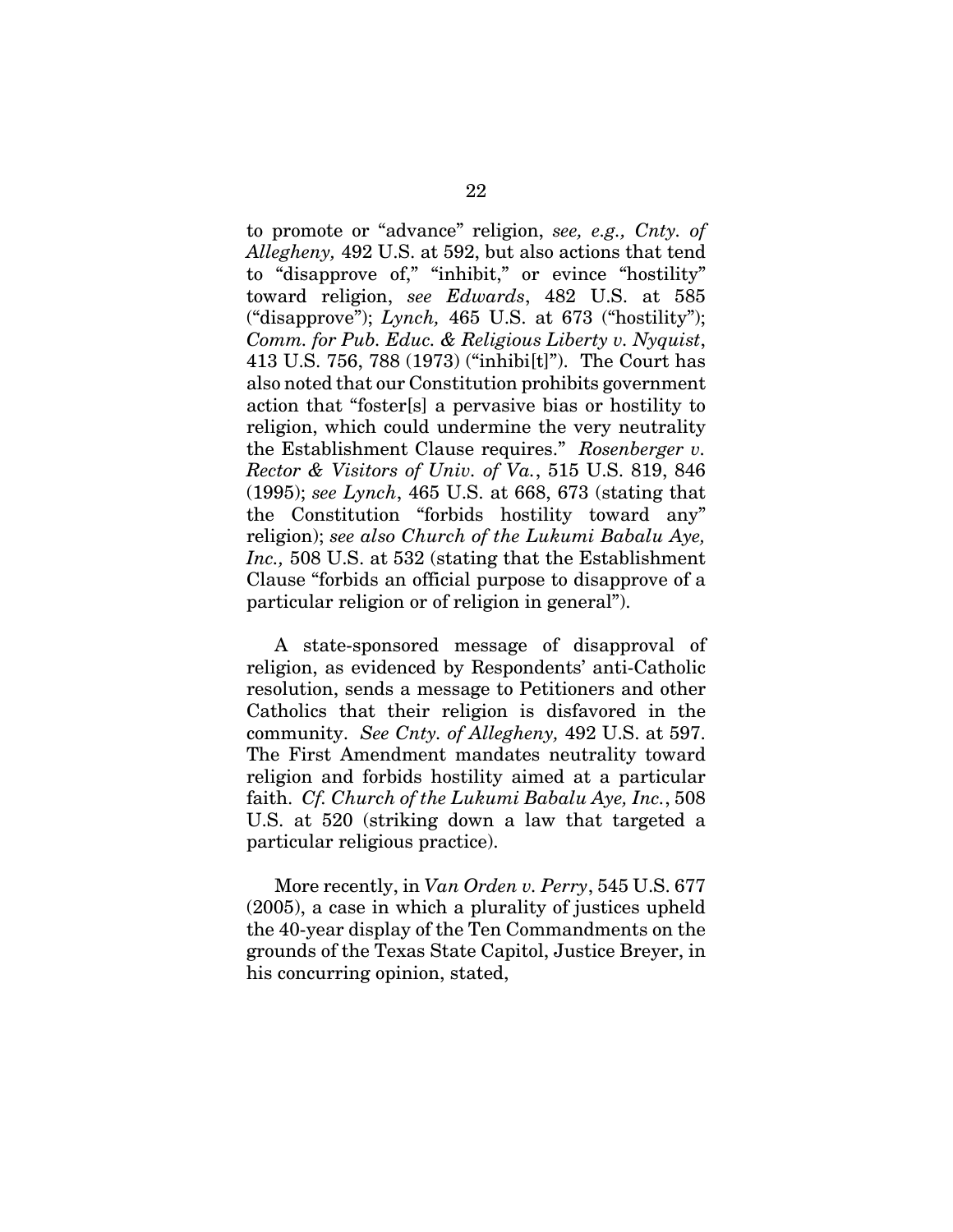to promote or "advance" religion, *see, e.g., Cnty. of Allegheny,* 492 U.S. at 592, but also actions that tend to "disapprove of," "inhibit," or evince "hostility" toward religion, *see Edwards*, 482 U.S. at 585 ("disapprove"); *Lynch,* 465 U.S. at 673 ("hostility"); *Comm. for Pub. Educ. & Religious Liberty v. Nyquist*, 413 U.S. 756, 788 (1973) ("inhibi[t]"). The Court has also noted that our Constitution prohibits government action that "foster[s] a pervasive bias or hostility to religion, which could undermine the very neutrality the Establishment Clause requires." *Rosenberger v. Rector & Visitors of Univ. of Va.*, 515 U.S. 819, 846 (1995); *see Lynch*, 465 U.S. at 668, 673 (stating that the Constitution "forbids hostility toward any" religion); *see also Church of the Lukumi Babalu Aye, Inc.,* 508 U.S. at 532 (stating that the Establishment Clause "forbids an official purpose to disapprove of a particular religion or of religion in general").

A state-sponsored message of disapproval of religion, as evidenced by Respondents' anti-Catholic resolution, sends a message to Petitioners and other Catholics that their religion is disfavored in the community. *See Cnty. of Allegheny,* 492 U.S. at 597. The First Amendment mandates neutrality toward religion and forbids hostility aimed at a particular faith. *Cf. Church of the Lukumi Babalu Aye, Inc.*, 508 U.S. at 520 (striking down a law that targeted a particular religious practice).

More recently, in *Van Orden v. Perry*, 545 U.S. 677 (2005), a case in which a plurality of justices upheld the 40-year display of the Ten Commandments on the grounds of the Texas State Capitol, Justice Breyer, in his concurring opinion, stated,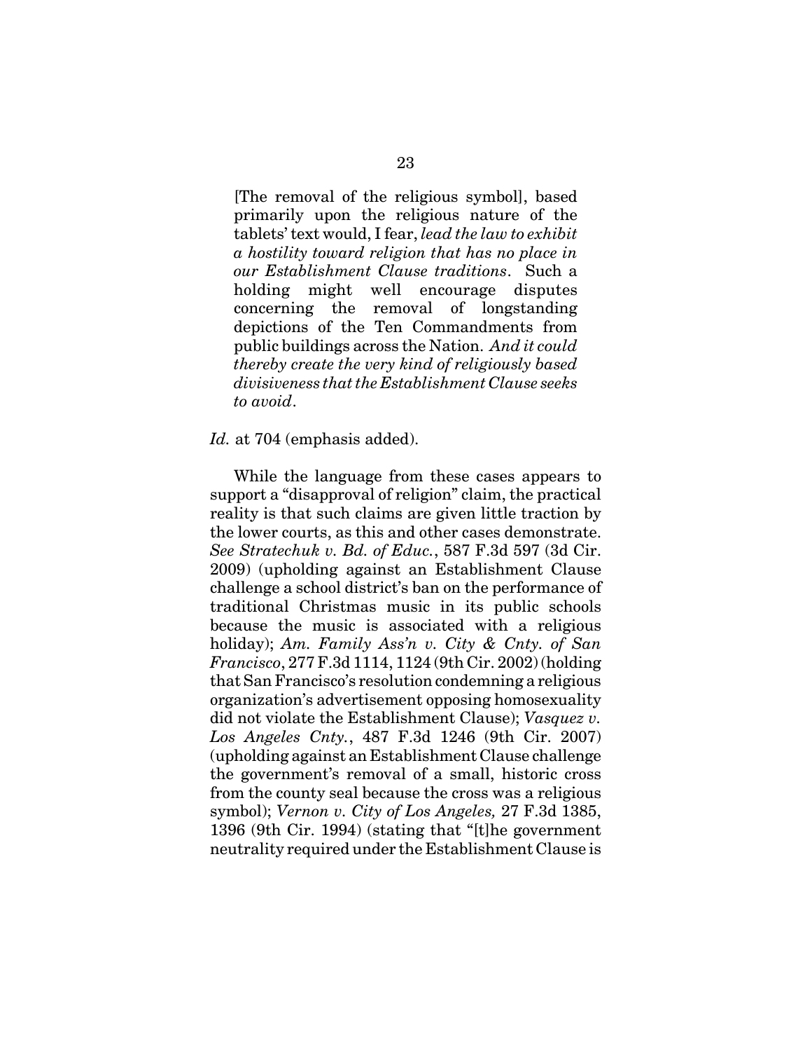> [The removal of the religious symbol], based primarily upon the religious nature of the tablets' text would, I fear, *lead the law to exhibit a hostility toward religion that has no place in our Establishment Clause traditions*. Such a holding might well encourage disputes concerning the removal of longstanding depictions of the Ten Commandments from public buildings across the Nation. *And it could thereby create the very kind of religiously based divisiveness that the Establishment Clause seeks to avoid*.

*Id.* at 704 (emphasis added).

While the language from these cases appears to support a "disapproval of religion" claim, the practical reality is that such claims are given little traction by the lower courts, as this and other cases demonstrate. *See Stratechuk v. Bd. of Educ.*, 587 F.3d 597 (3d Cir. 2009) (upholding against an Establishment Clause challenge a school district's ban on the performance of traditional Christmas music in its public schools because the music is associated with a religious holiday); *Am. Family Ass'n v. City & Cnty. of San Francisco*, 277 F.3d 1114, 1124 (9th Cir. 2002) (holding that San Francisco's resolution condemning a religious organization's advertisement opposing homosexuality did not violate the Establishment Clause); *Vasquez v. Los Angeles Cnty.*, 487 F.3d 1246 (9th Cir. 2007) (upholding against an Establishment Clause challenge the government's removal of a small, historic cross from the county seal because the cross was a religious symbol); *Vernon v. City of Los Angeles,* 27 F.3d 1385, 1396 (9th Cir. 1994) (stating that "[t]he government neutrality required under the Establishment Clause is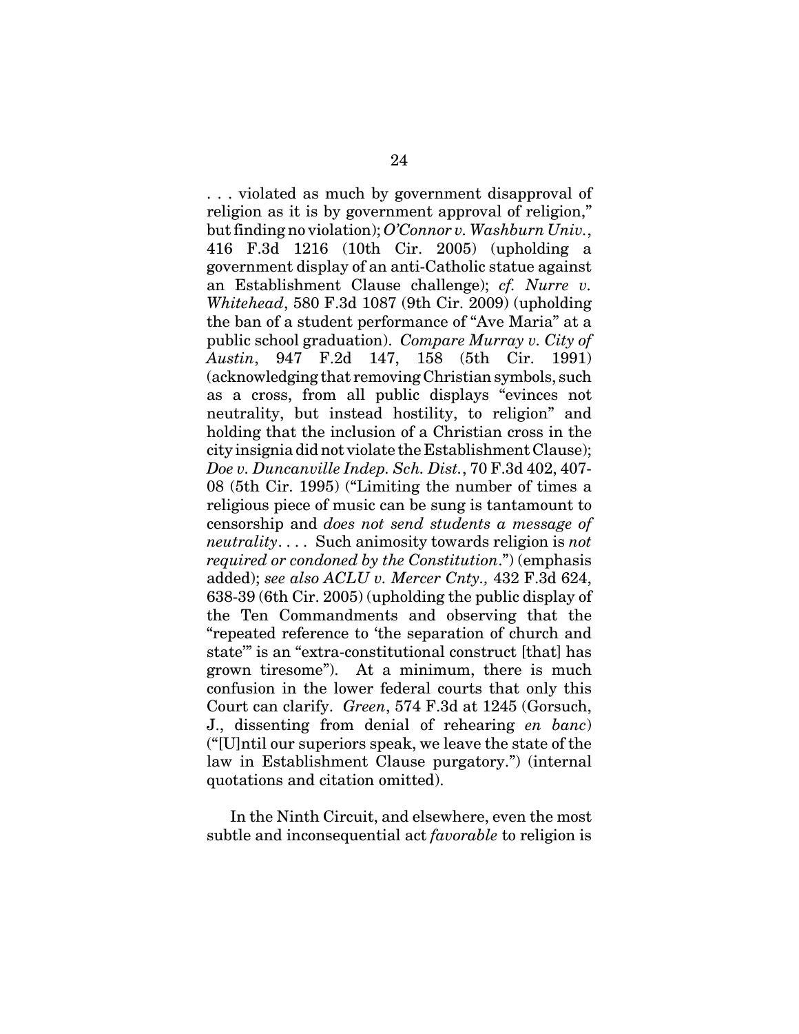. . . violated as much by government disapproval of religion as it is by government approval of religion," but finding no violation); *O'Connor v. Washburn Univ.*, 416 F.3d 1216 (10th Cir. 2005) (upholding a government display of an anti-Catholic statue against an Establishment Clause challenge); *cf. Nurre v. Whitehead*, 580 F.3d 1087 (9th Cir. 2009) (upholding the ban of a student performance of "Ave Maria" at a public school graduation). *Compare Murray v. City of Austin*, 947 F.2d 147, 158 (5th Cir. 1991) (acknowledging that removing Christian symbols, such as a cross, from all public displays "evinces not neutrality, but instead hostility, to religion" and holding that the inclusion of a Christian cross in the city insignia did not violate the Establishment Clause); *Doe v. Duncanville Indep. Sch. Dist.*, 70 F.3d 402, 407-08 (5th Cir. 1995) ("Limiting the number of times a religious piece of music can be sung is tantamount to censorship and *does not send students a message of neutrality*. . . . Such animosity towards religion is *not required or condoned by the Constitution*.") (emphasis added); *see also ACLU v. Mercer Cnty.,* 432 F.3d 624, 638-39 (6th Cir. 2005) (upholding the public display of the Ten Commandments and observing that the "repeated reference to 'the separation of church and state'" is an "extra-constitutional construct [that] has grown tiresome"). At a minimum, there is much confusion in the lower federal courts that only this Court can clarify. *Green*, 574 F.3d at 1245 (Gorsuch, J., dissenting from denial of rehearing *en banc*) ("[U]ntil our superiors speak, we leave the state of the law in Establishment Clause purgatory.") (internal quotations and citation omitted).

In the Ninth Circuit, and elsewhere, even the most subtle and inconsequential act *favorable* to religion is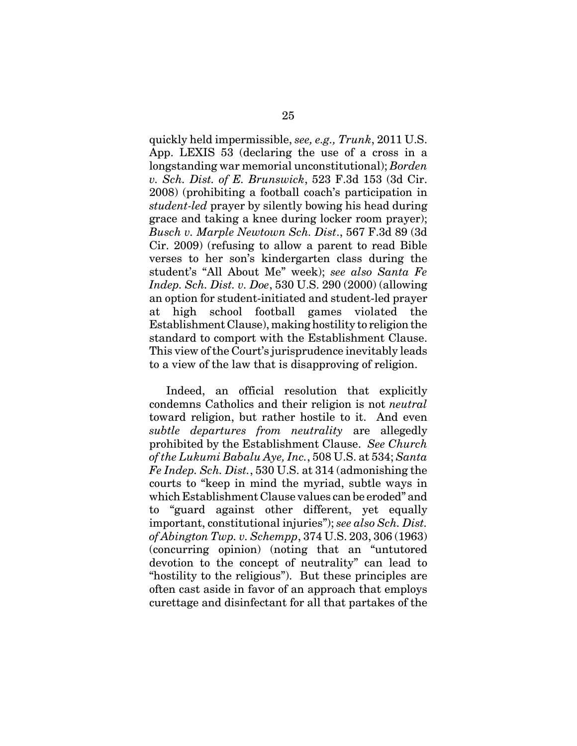quickly held impermissible, *see, e.g., Trunk*, 2011 U.S. App. LEXIS 53 (declaring the use of a cross in a longstanding war memorial unconstitutional); *Borden v. Sch. Dist. of E. Brunswick*, 523 F.3d 153 (3d Cir. 2008) (prohibiting a football coach's participation in *student-led* prayer by silently bowing his head during grace and taking a knee during locker room prayer); *Busch v. Marple Newtown Sch. Dist*., 567 F.3d 89 (3d Cir. 2009) (refusing to allow a parent to read Bible verses to her son's kindergarten class during the student's "All About Me" week); *see also Santa Fe Indep. Sch. Dist. v. Doe*, 530 U.S. 290 (2000) (allowing an option for student-initiated and student-led prayer at high school football games violated the Establishment Clause), making hostility to religion the standard to comport with the Establishment Clause. This view of the Court's jurisprudence inevitably leads to a view of the law that is disapproving of religion.

Indeed, an official resolution that explicitly condemns Catholics and their religion is not *neutral* toward religion, but rather hostile to it. And even *subtle departures from neutrality* are allegedly prohibited by the Establishment Clause. *See Church of the Lukumi Babalu Aye, Inc.*, 508 U.S. at 534; *Santa Fe Indep. Sch. Dist.*, 530 U.S. at 314 (admonishing the courts to "keep in mind the myriad, subtle ways in which Establishment Clause values can be eroded" and to "guard against other different, yet equally important, constitutional injuries"); *see also Sch. Dist. of Abington Twp. v. Schempp*, 374 U.S. 203, 306 (1963) (concurring opinion) (noting that an "untutored devotion to the concept of neutrality" can lead to "hostility to the religious"). But these principles are often cast aside in favor of an approach that employs curettage and disinfectant for all that partakes of the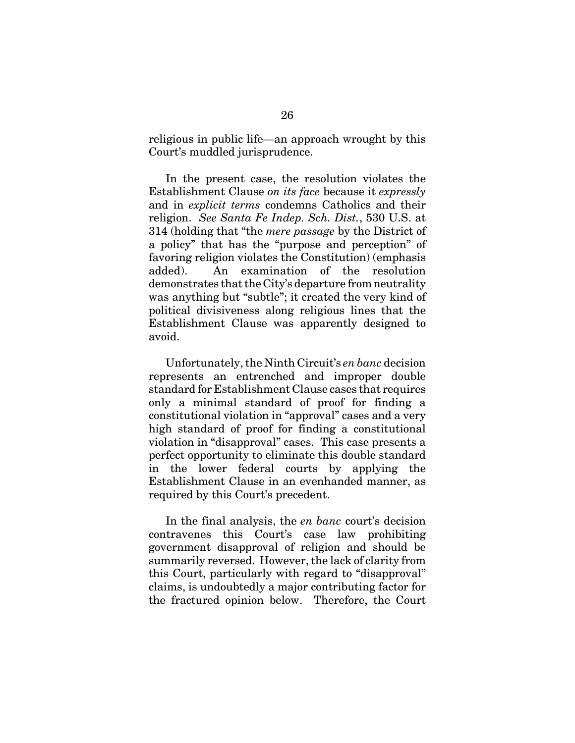religious in public life—an approach wrought by this Court's muddled jurisprudence.

In the present case, the resolution violates the Establishment Clause *on its face* because it *expressly* and in *explicit terms* condemns Catholics and their religion. *See Santa Fe Indep. Sch. Dist.*, 530 U.S. at 314 (holding that "the *mere passage* by the District of a policy" that has the "purpose and perception" of favoring religion violates the Constitution) (emphasis added). An examination of the resolution demonstrates that the City's departure from neutrality was anything but "subtle"; it created the very kind of political divisiveness along religious lines that the Establishment Clause was apparently designed to avoid.

Unfortunately, the Ninth Circuit's *en banc* decision represents an entrenched and improper double standard for Establishment Clause cases that requires only a minimal standard of proof for finding a constitutional violation in "approval" cases and a very high standard of proof for finding a constitutional violation in "disapproval" cases. This case presents a perfect opportunity to eliminate this double standard in the lower federal courts by applying the Establishment Clause in an evenhanded manner, as required by this Court's precedent.

In the final analysis, the *en banc* court's decision contravenes this Court's case law prohibiting government disapproval of religion and should be summarily reversed. However, the lack of clarity from this Court, particularly with regard to "disapproval" claims, is undoubtedly a major contributing factor for the fractured opinion below. Therefore, the Court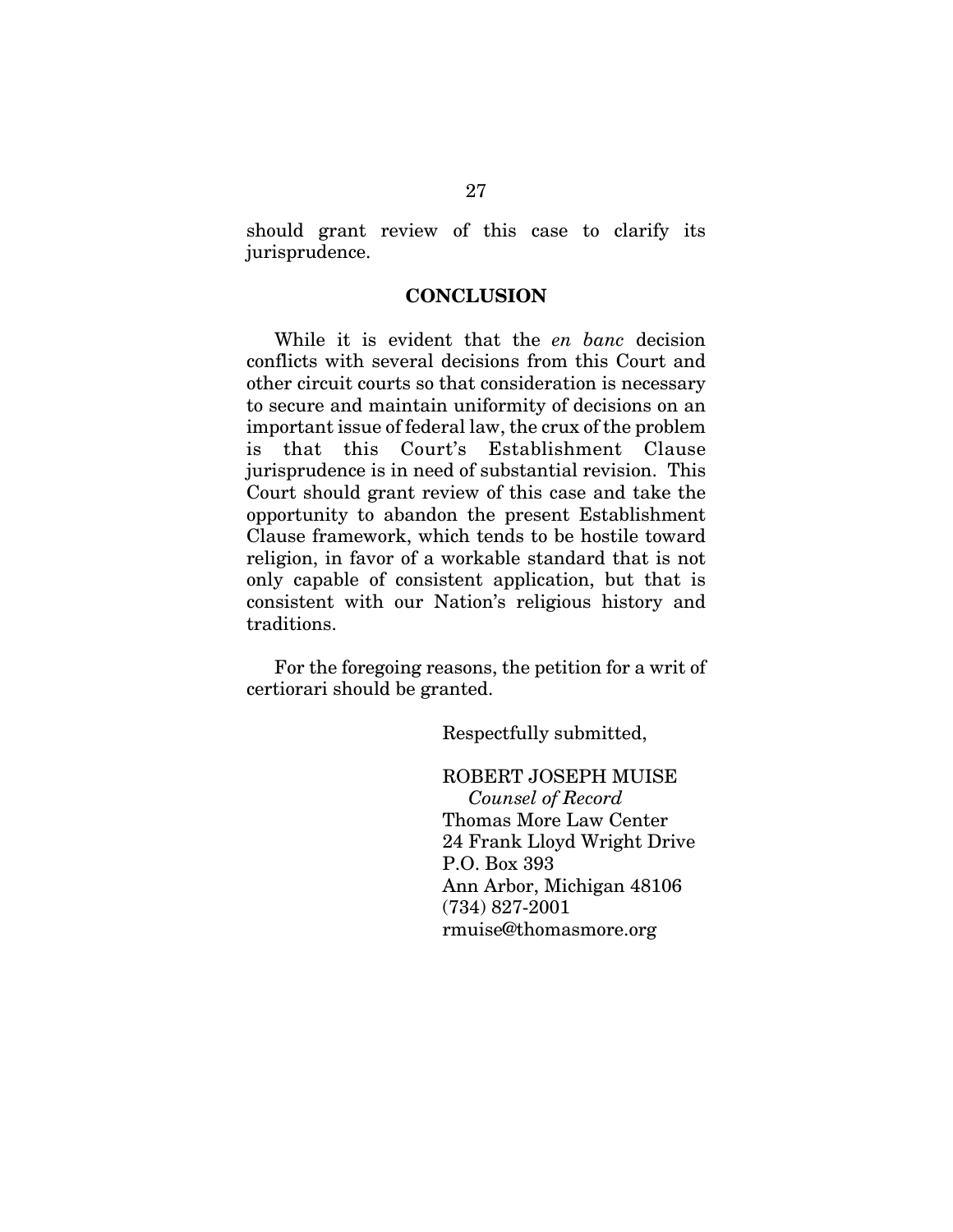should grant review of this case to clarify its jurisprudence.

## CONCLUSION

While it is evident that the *en banc* decision conflicts with several decisions from this Court and other circuit courts so that consideration is necessary to secure and maintain uniformity of decisions on an important issue of federal law, the crux of the problem is that this Court's Establishment Clause jurisprudence is in need of substantial revision. This Court should grant review of this case and take the opportunity to abandon the present Establishment Clause framework, which tends to be hostile toward religion, in favor of a workable standard that is not only capable of consistent application, but that is consistent with our Nation's religious history and traditions.

For the foregoing reasons, the petition for a writ of certiorari should be granted.

Respectfully submitted,

ROBERT JOSEPH MUISE
*Counsel of Record*
Thomas More Law Center
24 Frank Lloyd Wright Drive
P.O. Box 393
Ann Arbor, Michigan 48106
(734) 827-2001
rmuise@thomasmore.org